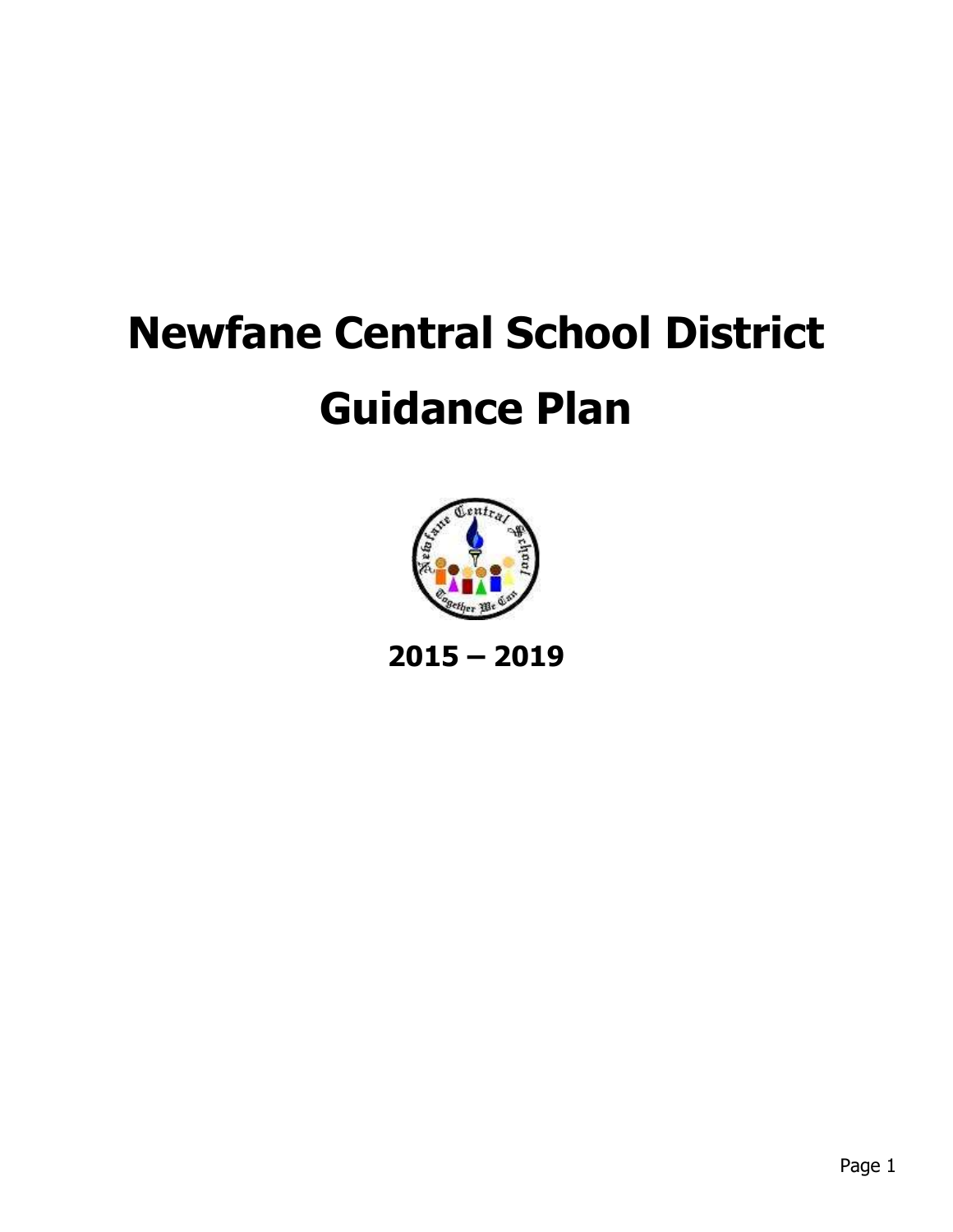# Newfane Central School District

# Guidance Plan

**2015 – 2019**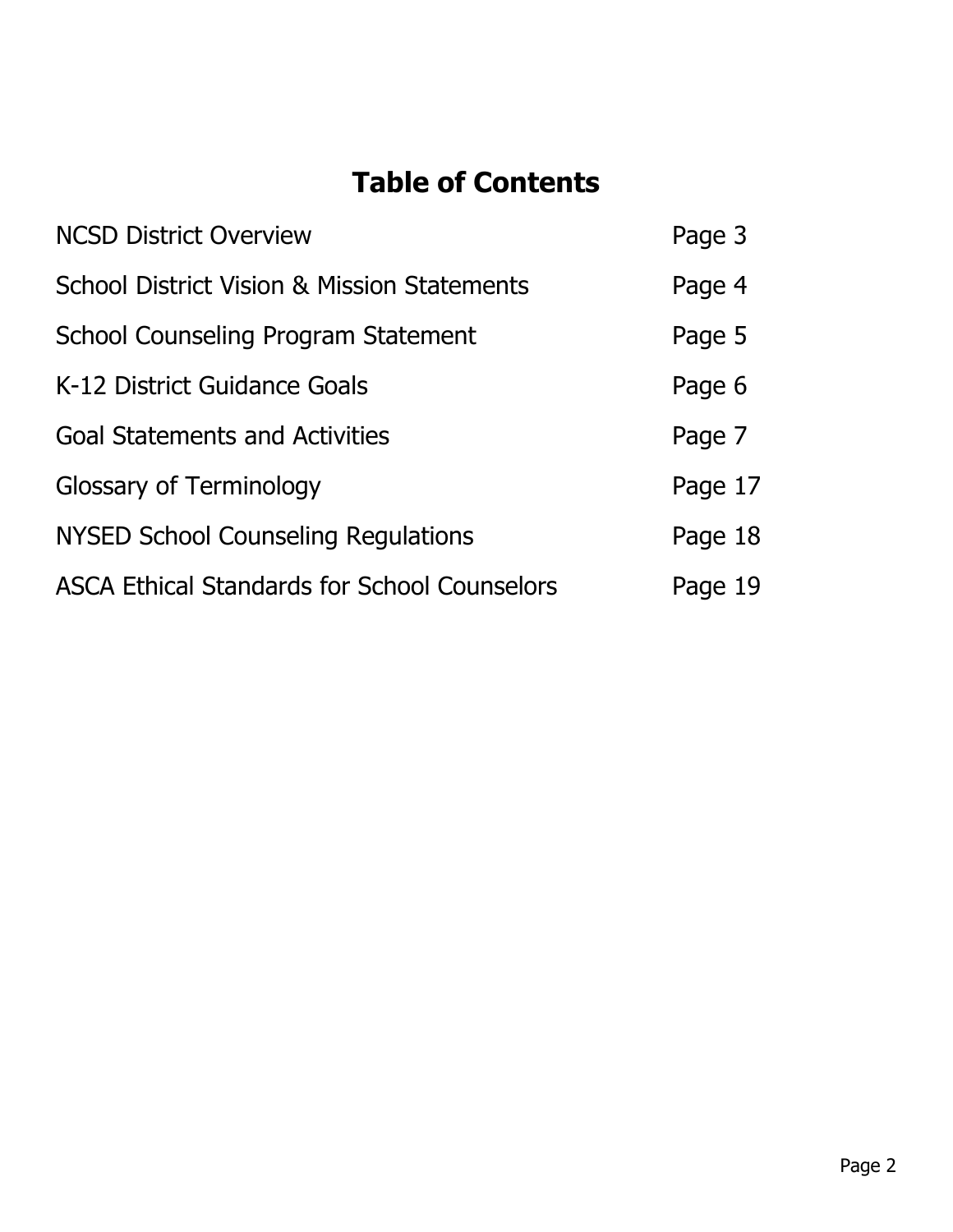# Table of Contents

| | |
|---|---|
| NCSD District Overview | Page 3 |
| School District Vision & Mission Statements | Page 4 |
| School Counseling Program Statement | Page 5 |
| K-12 District Guidance Goals | Page 6 |
| Goal Statements and Activities | Page 7 |
| Glossary of Terminology | Page 17 |
| NYSED School Counseling Regulations | Page 18 |
| ASCA Ethical Standards for School Counselors | Page 19 |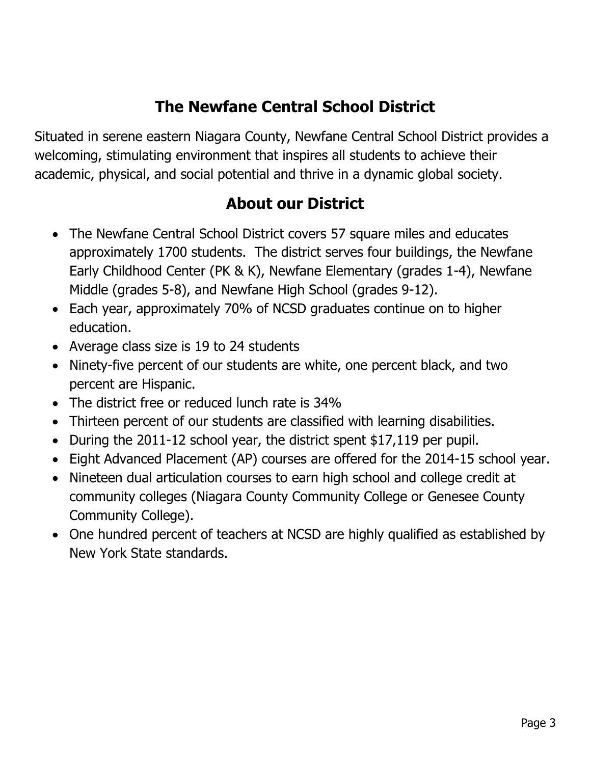## The Newfane Central School District

Situated in serene eastern Niagara County, Newfane Central School District provides a welcoming, stimulating environment that inspires all students to achieve their academic, physical, and social potential and thrive in a dynamic global society.

## About our District

- The Newfane Central School District covers 57 square miles and educates approximately 1700 students. The district serves four buildings, the Newfane Early Childhood Center (PK & K), Newfane Elementary (grades 1-4), Newfane Middle (grades 5-8), and Newfane High School (grades 9-12).
- Each year, approximately 70% of NCSD graduates continue on to higher education.
- Average class size is 19 to 24 students
- Ninety-five percent of our students are white, one percent black, and two percent are Hispanic.
- The district free or reduced lunch rate is 34%
- Thirteen percent of our students are classified with learning disabilities.
- During the 2011-12 school year, the district spent $17,119 per pupil.
- Eight Advanced Placement (AP) courses are offered for the 2014-15 school year.
- Nineteen dual articulation courses to earn high school and college credit at community colleges (Niagara County Community College or Genesee County Community College).
- One hundred percent of teachers at NCSD are highly qualified as established by New York State standards.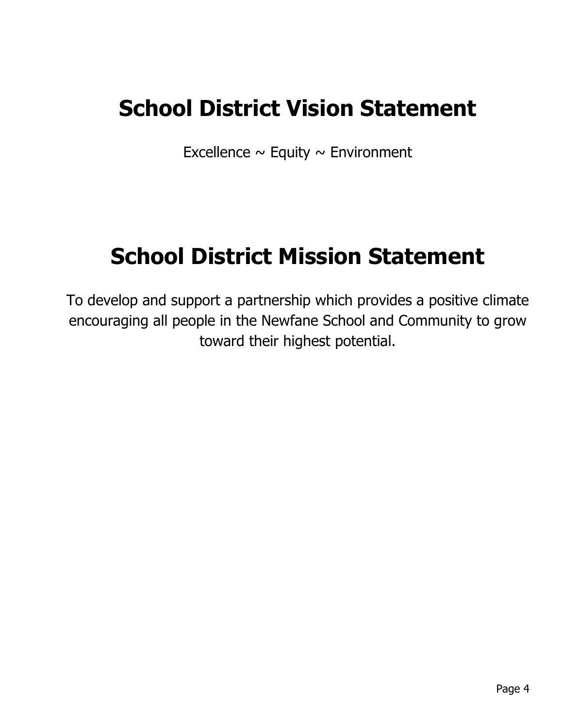# School District Vision Statement

Excellence ~ Equity ~ Environment

# School District Mission Statement

To develop and support a partnership which provides a positive climate encouraging all people in the Newfane School and Community to grow toward their highest potential.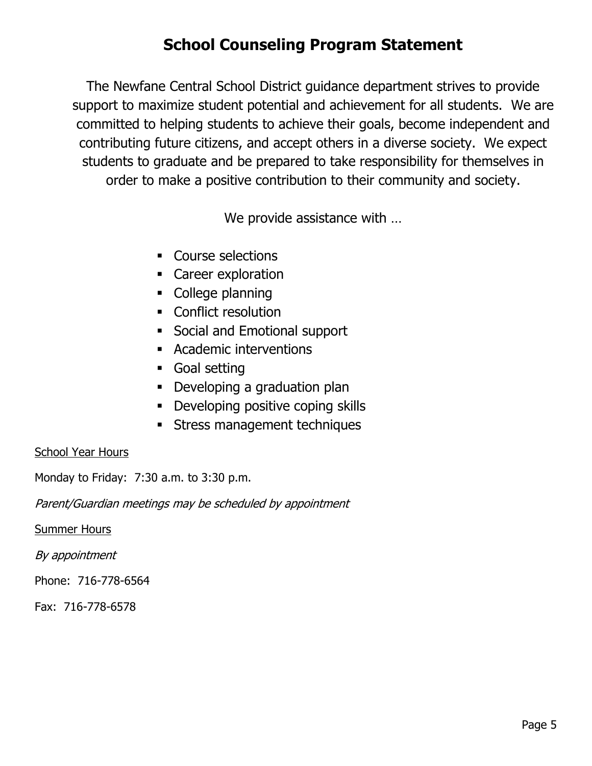# School Counseling Program Statement

The Newfane Central School District guidance department strives to provide support to maximize student potential and achievement for all students. We are committed to helping students to achieve their goals, become independent and contributing future citizens, and accept others in a diverse society. We expect students to graduate and be prepared to take responsibility for themselves in order to make a positive contribution to their community and society.

We provide assistance with …

- Course selections
- Career exploration
- College planning
- Conflict resolution
- Social and Emotional support
- Academic interventions
- Goal setting
- Developing a graduation plan
- Developing positive coping skills
- Stress management techniques

<u>School Year Hours</u>

Monday to Friday: 7:30 a.m. to 3:30 p.m.

*Parent/Guardian meetings may be scheduled by appointment*

<u>Summer Hours</u>

*By appointment*

Phone: 716-778-6564

Fax: 716-778-6578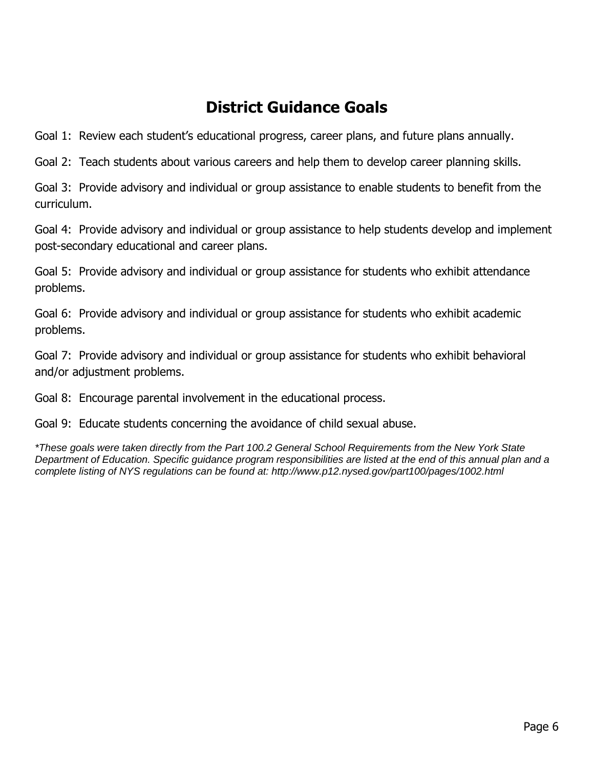# District Guidance Goals

Goal 1: Review each student's educational progress, career plans, and future plans annually.

Goal 2: Teach students about various careers and help them to develop career planning skills.

Goal 3: Provide advisory and individual or group assistance to enable students to benefit from the curriculum.

Goal 4: Provide advisory and individual or group assistance to help students develop and implement post-secondary educational and career plans.

Goal 5: Provide advisory and individual or group assistance for students who exhibit attendance problems.

Goal 6: Provide advisory and individual or group assistance for students who exhibit academic problems.

Goal 7: Provide advisory and individual or group assistance for students who exhibit behavioral and/or adjustment problems.

Goal 8: Encourage parental involvement in the educational process.

Goal 9: Educate students concerning the avoidance of child sexual abuse.

*\*These goals were taken directly from the Part 100.2 General School Requirements from the New York State Department of Education. Specific guidance program responsibilities are listed at the end of this annual plan and a complete listing of NYS regulations can be found at: http://www.p12.nysed.gov/part100/pages/1002.html*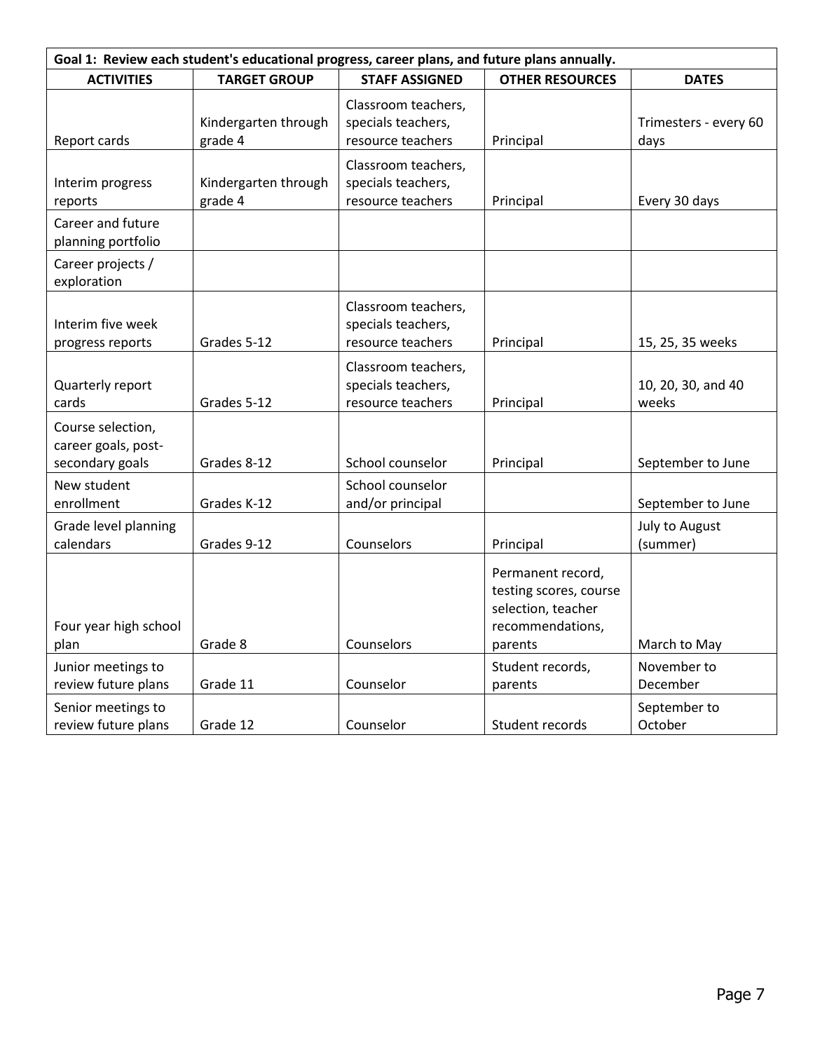| Goal 1: Review each student's educational progress, career plans, and future plans annually. | | | | |
|---|---|---|---|---|
| **ACTIVITIES** | **TARGET GROUP** | **STAFF ASSIGNED** | **OTHER RESOURCES** | **DATES** |
| Report cards | Kindergarten through grade 4 | Classroom teachers, specials teachers, resource teachers | Principal | Trimesters - every 60 days |
| Interim progress reports | Kindergarten through grade 4 | Classroom teachers, specials teachers, resource teachers | Principal | Every 30 days |
| Career and future planning portfolio | | | | |
| Career projects / exploration | | | | |
| Interim five week progress reports | Grades 5-12 | Classroom teachers, specials teachers, resource teachers | Principal | 15, 25, 35 weeks |
| Quarterly report cards | Grades 5-12 | Classroom teachers, specials teachers, resource teachers | Principal | 10, 20, 30, and 40 weeks |
| Course selection, career goals, post-secondary goals | Grades 8-12 | School counselor | Principal | September to June |
| New student enrollment | Grades K-12 | School counselor and/or principal | | September to June |
| Grade level planning calendars | Grades 9-12 | Counselors | Principal | July to August (summer) |
| Four year high school plan | Grade 8 | Counselors | Permanent record, testing scores, course selection, teacher recommendations, parents | March to May |
| Junior meetings to review future plans | Grade 11 | Counselor | Student records, parents | November to December |
| Senior meetings to review future plans | Grade 12 | Counselor | Student records | September to October |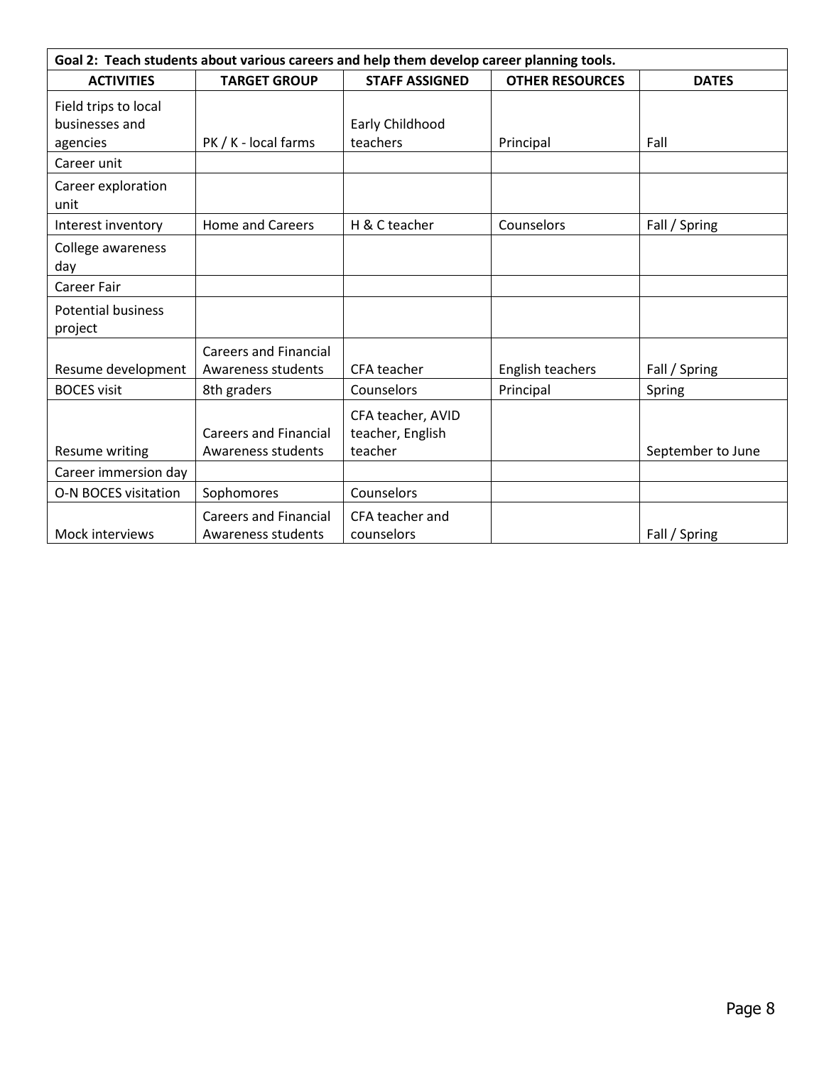| Goal 2: Teach students about various careers and help them develop career planning tools. | | | | |
|---|---|---|---|---|
| **ACTIVITIES** | **TARGET GROUP** | **STAFF ASSIGNED** | **OTHER RESOURCES** | **DATES** |
| Field trips to local businesses and agencies | PK / K - local farms | Early Childhood teachers | Principal | Fall |
| Career unit | | | | |
| Career exploration unit | | | | |
| Interest inventory | Home and Careers | H & C teacher | Counselors | Fall / Spring |
| College awareness day | | | | |
| Career Fair | | | | |
| Potential business project | | | | |
| Resume development | Careers and Financial Awareness students | CFA teacher | English teachers | Fall / Spring |
| BOCES visit | 8th graders | Counselors | Principal | Spring |
| Resume writing | Careers and Financial Awareness students | CFA teacher, AVID teacher, English teacher | | September to June |
| Career immersion day | | | | |
| O-N BOCES visitation | Sophomores | Counselors | | |
| Mock interviews | Careers and Financial Awareness students | CFA teacher and counselors | | Fall / Spring |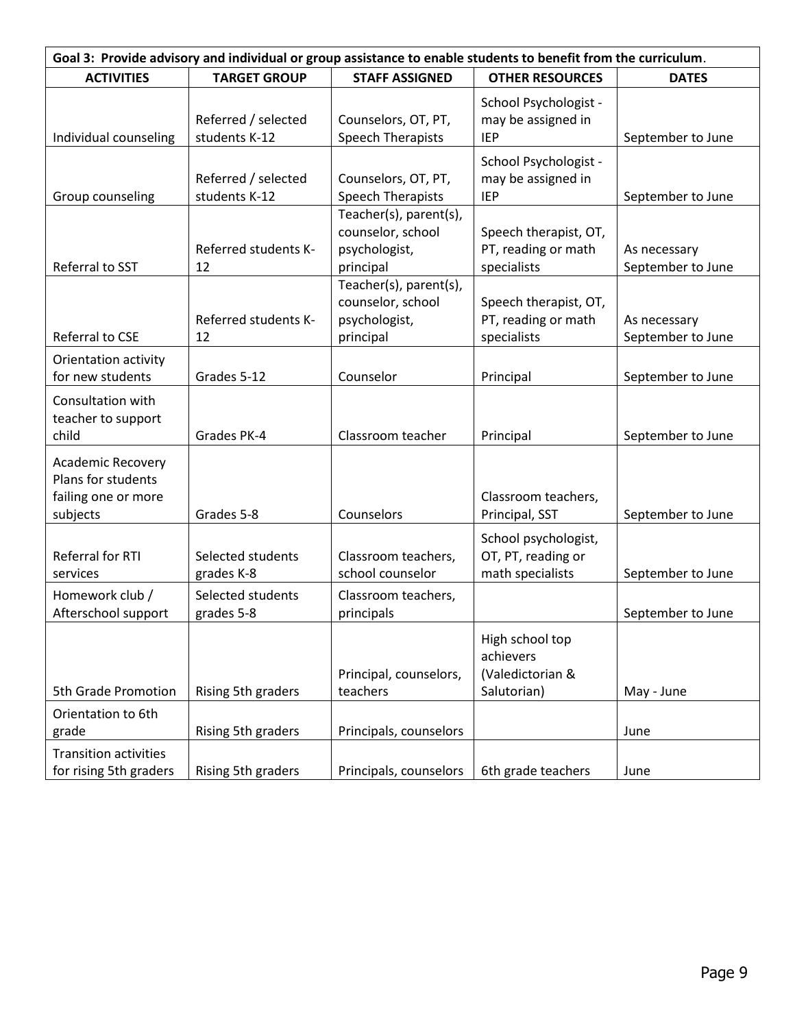| Goal 3: Provide advisory and individual or group assistance to enable students to benefit from the curriculum. | | | | |
|---|---|---|---|---|
| **ACTIVITIES** | **TARGET GROUP** | **STAFF ASSIGNED** | **OTHER RESOURCES** | **DATES** |
| Individual counseling | Referred / selected students K-12 | Counselors, OT, PT, Speech Therapists | School Psychologist - may be assigned in IEP | September to June |
| Group counseling | Referred / selected students K-12 | Counselors, OT, PT, Speech Therapists | School Psychologist - may be assigned in IEP | September to June |
| Referral to SST | Referred students K-12 | Teacher(s), parent(s), counselor, school psychologist, principal | Speech therapist, OT, PT, reading or math specialists | As necessary September to June |
| Referral to CSE | Referred students K-12 | Teacher(s), parent(s), counselor, school psychologist, principal | Speech therapist, OT, PT, reading or math specialists | As necessary September to June |
| Orientation activity for new students | Grades 5-12 | Counselor | Principal | September to June |
| Consultation with teacher to support child | Grades PK-4 | Classroom teacher | Principal | September to June |
| Academic Recovery Plans for students failing one or more subjects | Grades 5-8 | Counselors | Classroom teachers, Principal, SST | September to June |
| Referral for RTI services | Selected students grades K-8 | Classroom teachers, school counselor | School psychologist, OT, PT, reading or math specialists | September to June |
| Homework club / Afterschool support | Selected students grades 5-8 | Classroom teachers, principals | | September to June |
| 5th Grade Promotion | Rising 5th graders | Principal, counselors, teachers | High school top achievers (Valedictorian & Salutorian) | May - June |
| Orientation to 6th grade | Rising 5th graders | Principals, counselors | | June |
| Transition activities for rising 5th graders | Rising 5th graders | Principals, counselors | 6th grade teachers | June |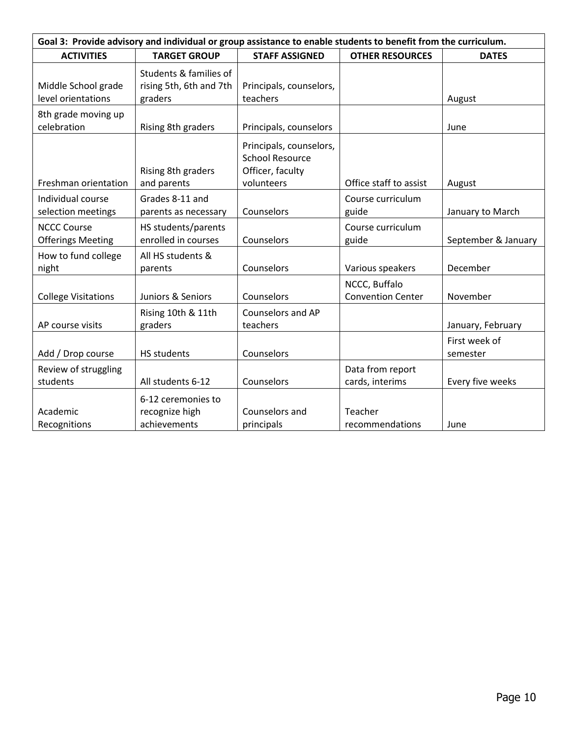| Goal 3: Provide advisory and individual or group assistance to enable students to benefit from the curriculum. | | | | |
|---|---|---|---|---|
| **ACTIVITIES** | **TARGET GROUP** | **STAFF ASSIGNED** | **OTHER RESOURCES** | **DATES** |
| Middle School grade level orientations | Students & families of rising 5th, 6th and 7th graders | Principals, counselors, teachers | | August |
| 8th grade moving up celebration | Rising 8th graders | Principals, counselors | | June |
| Freshman orientation | Rising 8th graders and parents | Principals, counselors, School Resource Officer, faculty volunteers | Office staff to assist | August |
| Individual course selection meetings | Grades 8-11 and parents as necessary | Counselors | Course curriculum guide | January to March |
| NCCC Course Offerings Meeting | HS students/parents enrolled in courses | Counselors | Course curriculum guide | September & January |
| How to fund college night | All HS students & parents | Counselors | Various speakers | December |
| College Visitations | Juniors & Seniors | Counselors | NCCC, Buffalo Convention Center | November |
| AP course visits | Rising 10th & 11th graders | Counselors and AP teachers | | January, February |
| Add / Drop course | HS students | Counselors | | First week of semester |
| Review of struggling students | All students 6-12 | Counselors | Data from report cards, interims | Every five weeks |
| Academic Recognitions | 6-12 ceremonies to recognize high achievements | Counselors and principals | Teacher recommendations | June |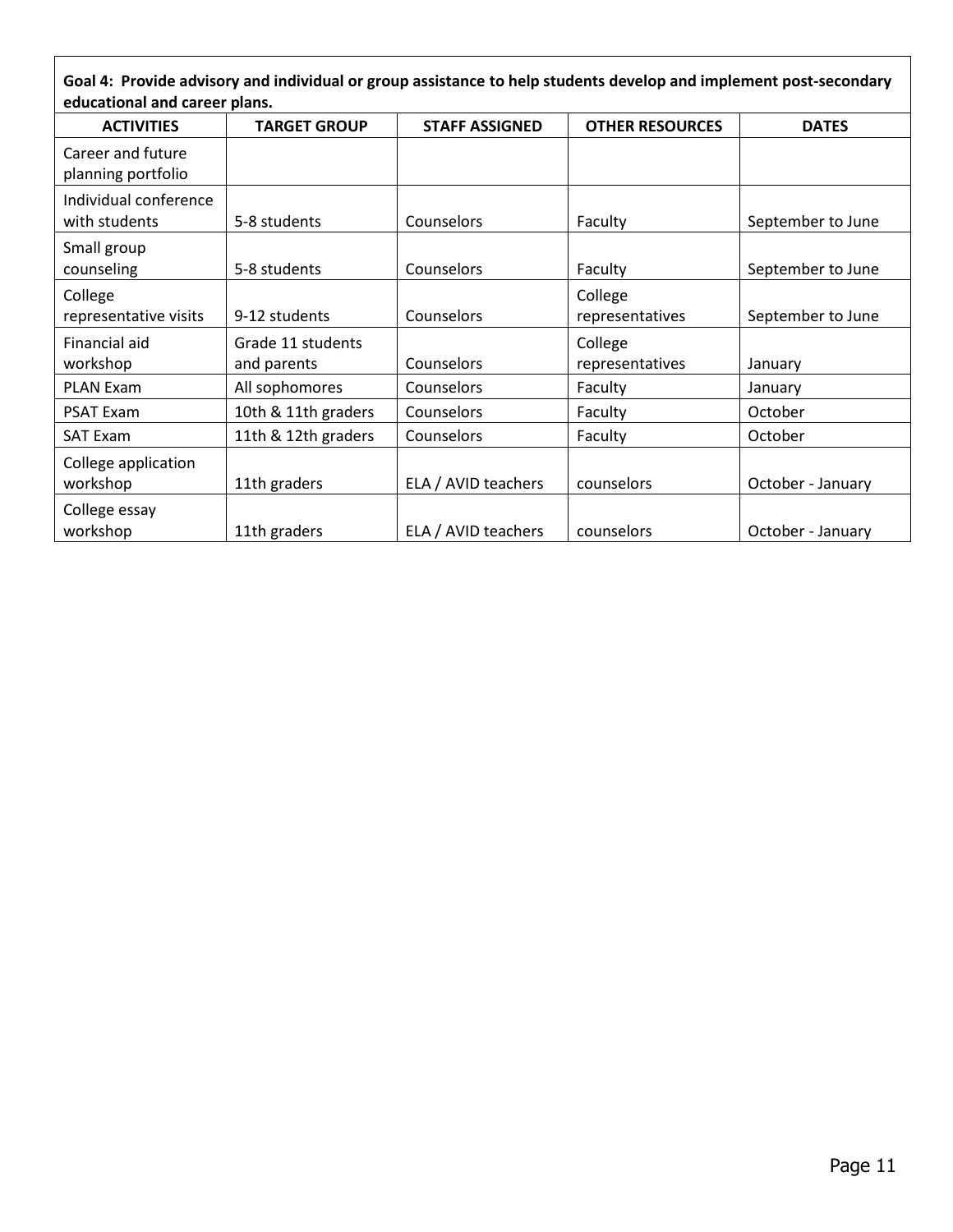**Goal 4: Provide advisory and individual or group assistance to help students develop and implement post-secondary educational and career plans.**

| ACTIVITIES | TARGET GROUP | STAFF ASSIGNED | OTHER RESOURCES | DATES |
|---|---|---|---|---|
| Career and future planning portfolio | | | | |
| Individual conference with students | 5-8 students | Counselors | Faculty | September to June |
| Small group counseling | 5-8 students | Counselors | Faculty | September to June |
| College representative visits | 9-12 students | Counselors | College representatives | September to June |
| Financial aid workshop | Grade 11 students and parents | Counselors | College representatives | January |
| PLAN Exam | All sophomores | Counselors | Faculty | January |
| PSAT Exam | 10th & 11th graders | Counselors | Faculty | October |
| SAT Exam | 11th & 12th graders | Counselors | Faculty | October |
| College application workshop | 11th graders | ELA / AVID teachers | counselors | October - January |
| College essay workshop | 11th graders | ELA / AVID teachers | counselors | October - January |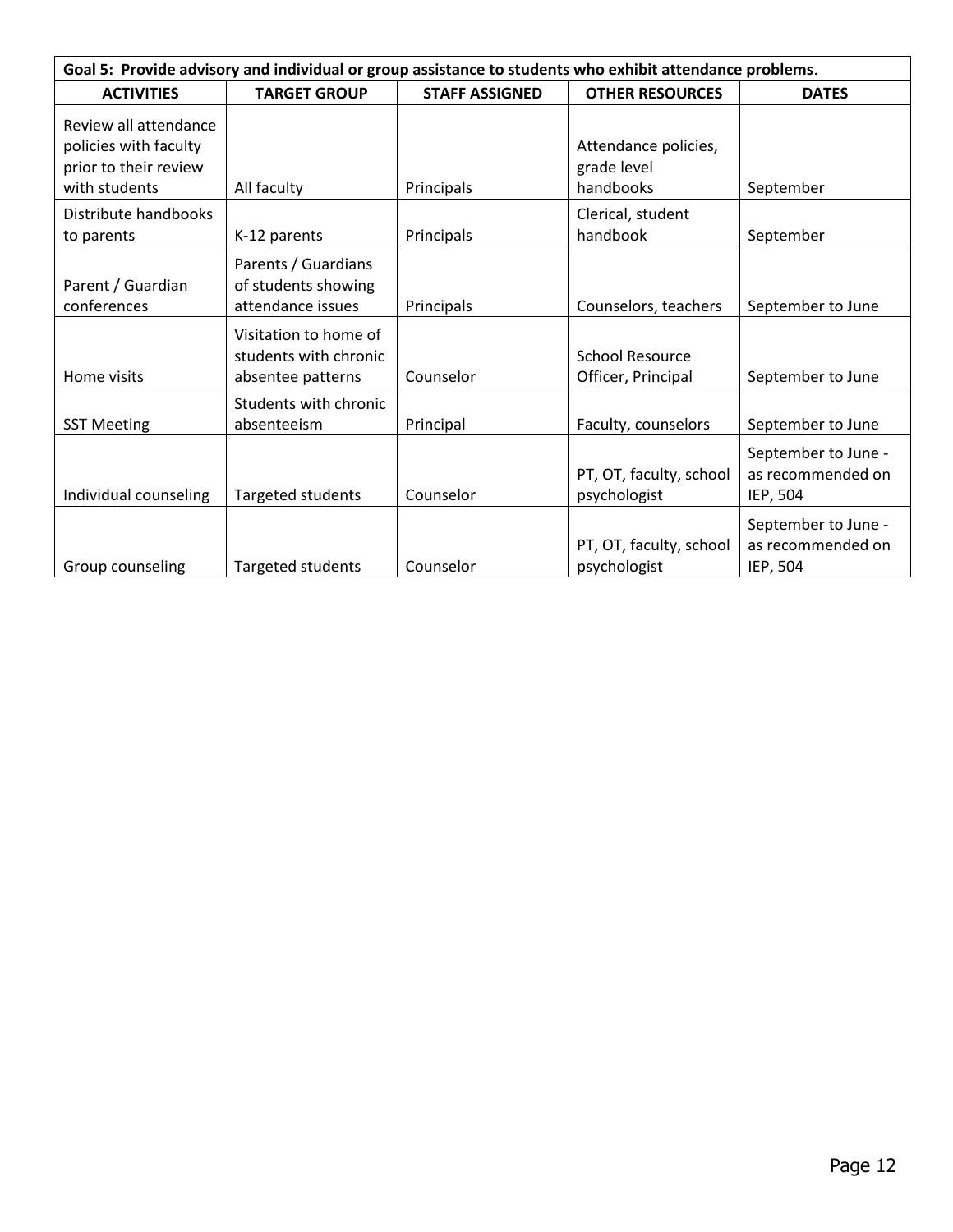| Goal 5: Provide advisory and individual or group assistance to students who exhibit attendance problems. | | | | |
|---|---|---|---|---|
| **ACTIVITIES** | **TARGET GROUP** | **STAFF ASSIGNED** | **OTHER RESOURCES** | **DATES** |
| Review all attendance policies with faculty prior to their review with students | All faculty | Principals | Attendance policies, grade level handbooks | September |
| Distribute handbooks to parents | K-12 parents | Principals | Clerical, student handbook | September |
| Parent / Guardian conferences | Parents / Guardians of students showing attendance issues | Principals | Counselors, teachers | September to June |
| Home visits | Visitation to home of students with chronic absentee patterns | Counselor | School Resource Officer, Principal | September to June |
| SST Meeting | Students with chronic absenteeism | Principal | Faculty, counselors | September to June |
| Individual counseling | Targeted students | Counselor | PT, OT, faculty, school psychologist | September to June - as recommended on IEP, 504 |
| Group counseling | Targeted students | Counselor | PT, OT, faculty, school psychologist | September to June - as recommended on IEP, 504 |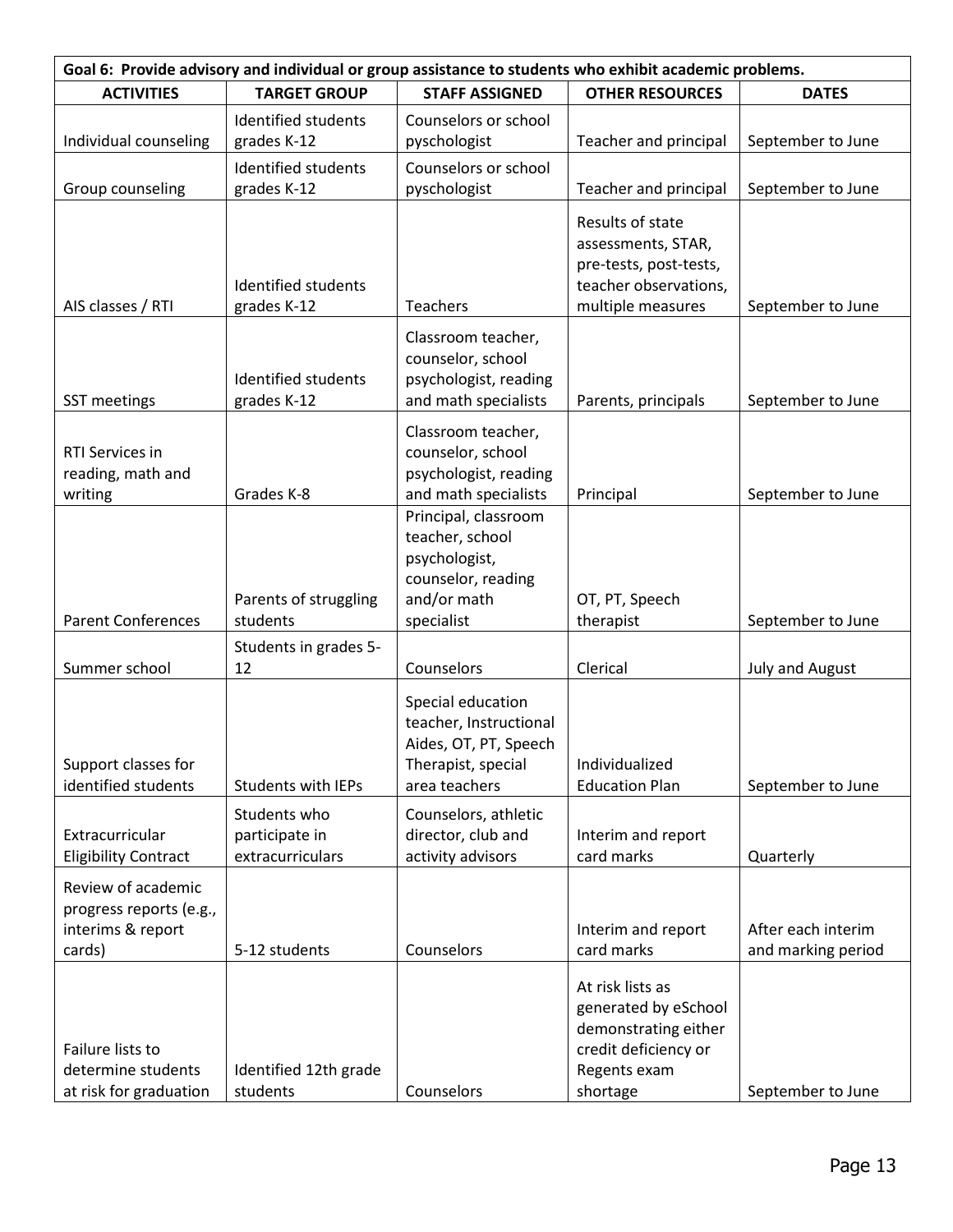| Goal 6: Provide advisory and individual or group assistance to students who exhibit academic problems. | | | | |
|---|---|---|---|---|
| **ACTIVITIES** | **TARGET GROUP** | **STAFF ASSIGNED** | **OTHER RESOURCES** | **DATES** |
| Individual counseling | Identified students grades K-12 | Counselors or school pyschologist | Teacher and principal | September to June |
| Group counseling | Identified students grades K-12 | Counselors or school pyschologist | Teacher and principal | September to June |
| AIS classes / RTI | Identified students grades K-12 | Teachers | Results of state assessments, STAR, pre-tests, post-tests, teacher observations, multiple measures | September to June |
| SST meetings | Identified students grades K-12 | Classroom teacher, counselor, school psychologist, reading and math specialists | Parents, principals | September to June |
| RTI Services in reading, math and writing | Grades K-8 | Classroom teacher, counselor, school psychologist, reading and math specialists | Principal | September to June |
| Parent Conferences | Parents of struggling students | Principal, classroom teacher, school psychologist, counselor, reading and/or math specialist | OT, PT, Speech therapist | September to June |
| Summer school | Students in grades 5-12 | Counselors | Clerical | July and August |
| Support classes for identified students | Students with IEPs | Special education teacher, Instructional Aides, OT, PT, Speech Therapist, special area teachers | Individualized Education Plan | September to June |
| Extracurricular Eligibility Contract | Students who participate in extracurriculars | Counselors, athletic director, club and activity advisors | Interim and report card marks | Quarterly |
| Review of academic progress reports (e.g., interims & report cards) | 5-12 students | Counselors | Interim and report card marks | After each interim and marking period |
| Failure lists to determine students at risk for graduation | Identified 12th grade students | Counselors | At risk lists as generated by eSchool demonstrating either credit deficiency or Regents exam shortage | September to June |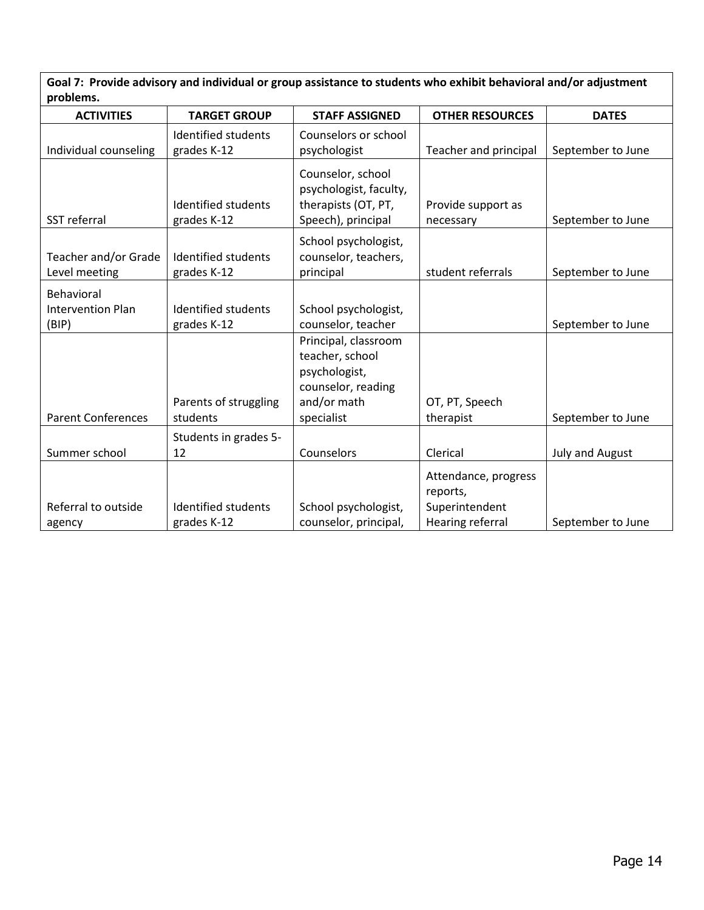**Goal 7: Provide advisory and individual or group assistance to students who exhibit behavioral and/or adjustment problems.**

| ACTIVITIES | TARGET GROUP | STAFF ASSIGNED | OTHER RESOURCES | DATES |
|---|---|---|---|---|
| Individual counseling | Identified students grades K-12 | Counselors or school psychologist | Teacher and principal | September to June |
| SST referral | Identified students grades K-12 | Counselor, school psychologist, faculty, therapists (OT, PT, Speech), principal | Provide support as necessary | September to June |
| Teacher and/or Grade Level meeting | Identified students grades K-12 | School psychologist, counselor, teachers, principal | student referrals | September to June |
| Behavioral Intervention Plan (BIP) | Identified students grades K-12 | School psychologist, counselor, teacher | | September to June |
| Parent Conferences | Parents of struggling students | Principal, classroom teacher, school psychologist, counselor, reading and/or math specialist | OT, PT, Speech therapist | September to June |
| Summer school | Students in grades 5-12 | Counselors | Clerical | July and August |
| Referral to outside agency | Identified students grades K-12 | School psychologist, counselor, principal, | Attendance, progress reports, Superintendent Hearing referral | September to June |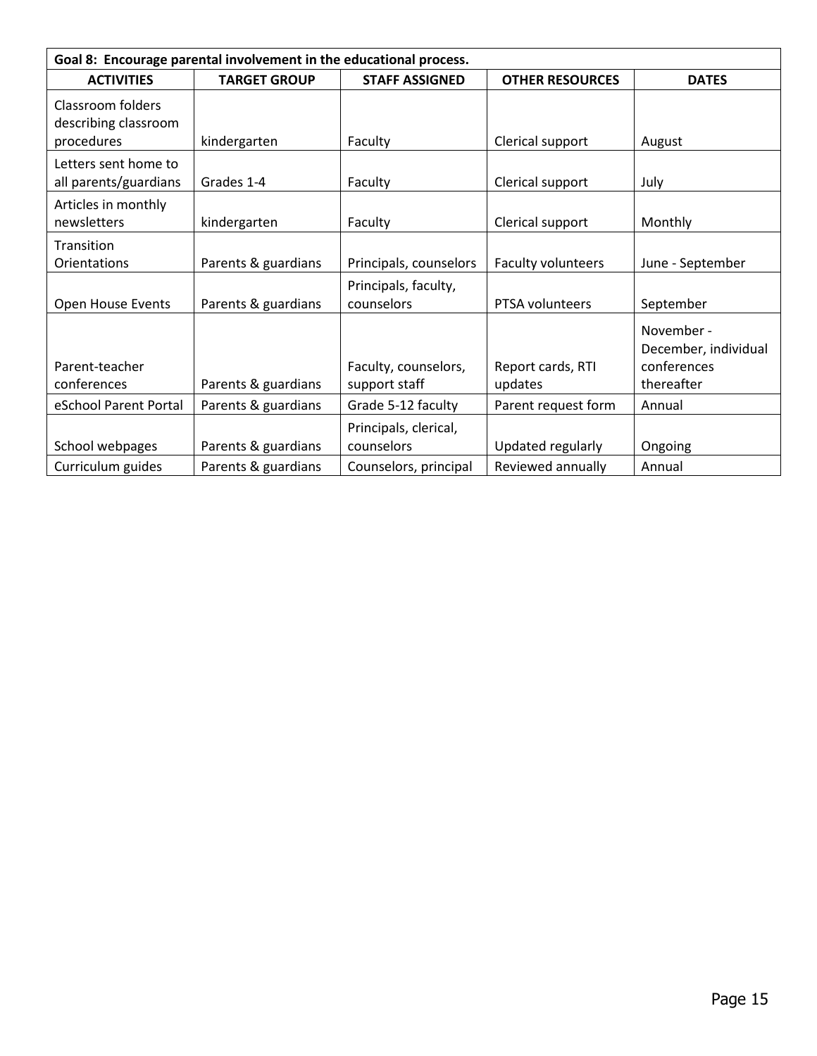| Goal 8: Encourage parental involvement in the educational process. | | | | |
|---|---|---|---|---|
| **ACTIVITIES** | **TARGET GROUP** | **STAFF ASSIGNED** | **OTHER RESOURCES** | **DATES** |
| Classroom folders describing classroom procedures | kindergarten | Faculty | Clerical support | August |
| Letters sent home to all parents/guardians | Grades 1-4 | Faculty | Clerical support | July |
| Articles in monthly newsletters | kindergarten | Faculty | Clerical support | Monthly |
| Transition Orientations | Parents & guardians | Principals, counselors | Faculty volunteers | June - September |
| Open House Events | Parents & guardians | Principals, faculty, counselors | PTSA volunteers | September |
| Parent-teacher conferences | Parents & guardians | Faculty, counselors, support staff | Report cards, RTI updates | November - December, individual conferences thereafter |
| eSchool Parent Portal | Parents & guardians | Grade 5-12 faculty | Parent request form | Annual |
| School webpages | Parents & guardians | Principals, clerical, counselors | Updated regularly | Ongoing |
| Curriculum guides | Parents & guardians | Counselors, principal | Reviewed annually | Annual |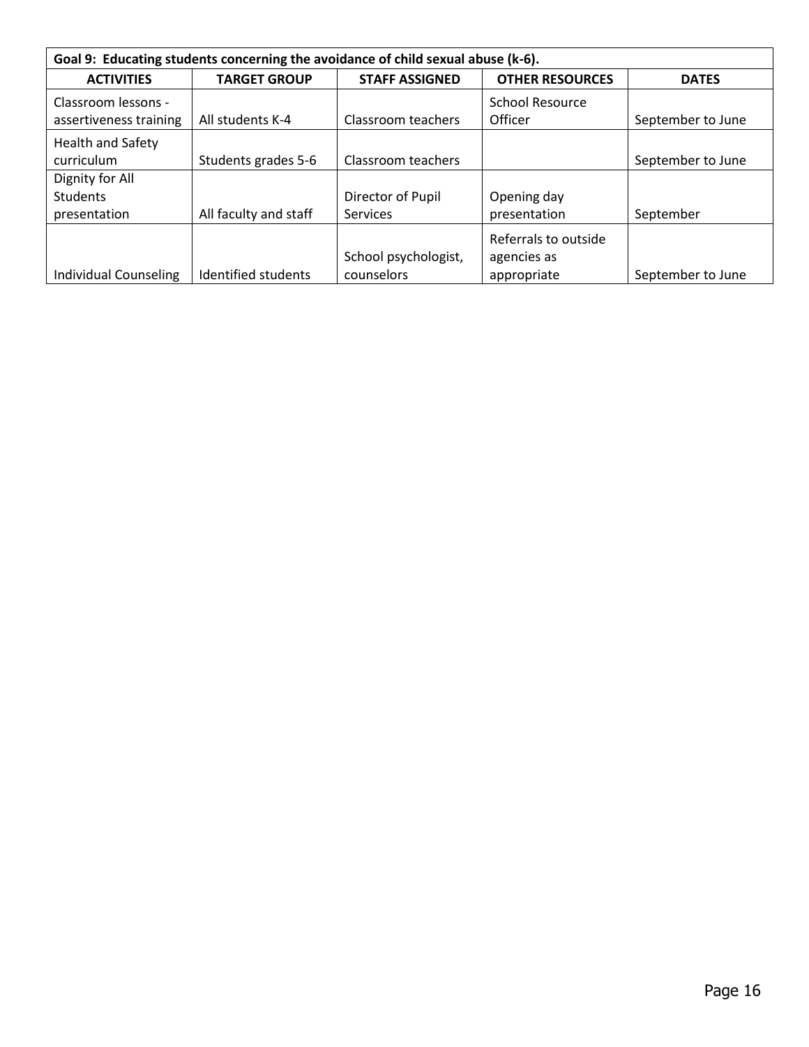| Goal 9: Educating students concerning the avoidance of child sexual abuse (k-6). | | | | |
|---|---|---|---|---|
| **ACTIVITIES** | **TARGET GROUP** | **STAFF ASSIGNED** | **OTHER RESOURCES** | **DATES** |
| Classroom lessons - assertiveness training | All students K-4 | Classroom teachers | School Resource Officer | September to June |
| Health and Safety curriculum | Students grades 5-6 | Classroom teachers | | September to June |
| Dignity for All Students presentation | All faculty and staff | Director of Pupil Services | Opening day presentation | September |
| Individual Counseling | Identified students | School psychologist, counselors | Referrals to outside agencies as appropriate | September to June |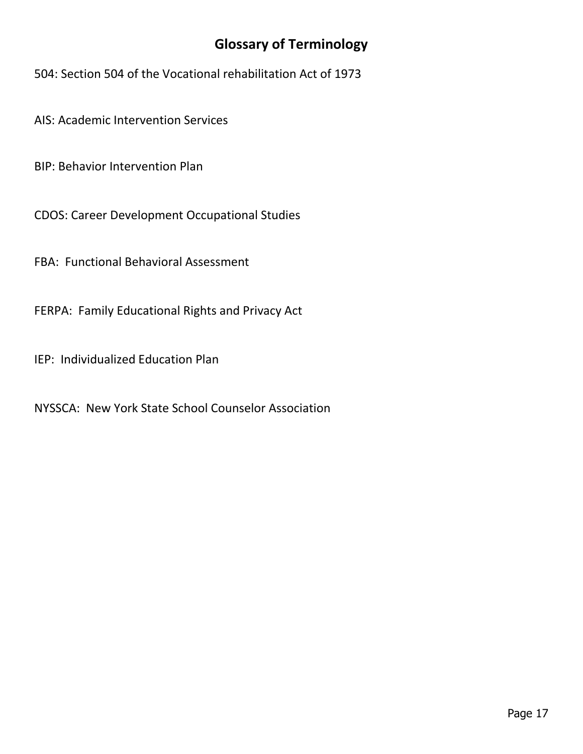## Glossary of Terminology

504: Section 504 of the Vocational rehabilitation Act of 1973

AIS: Academic Intervention Services

BIP: Behavior Intervention Plan

CDOS: Career Development Occupational Studies

FBA: Functional Behavioral Assessment

FERPA: Family Educational Rights and Privacy Act

IEP: Individualized Education Plan

NYSSCA: New York State School Counselor Association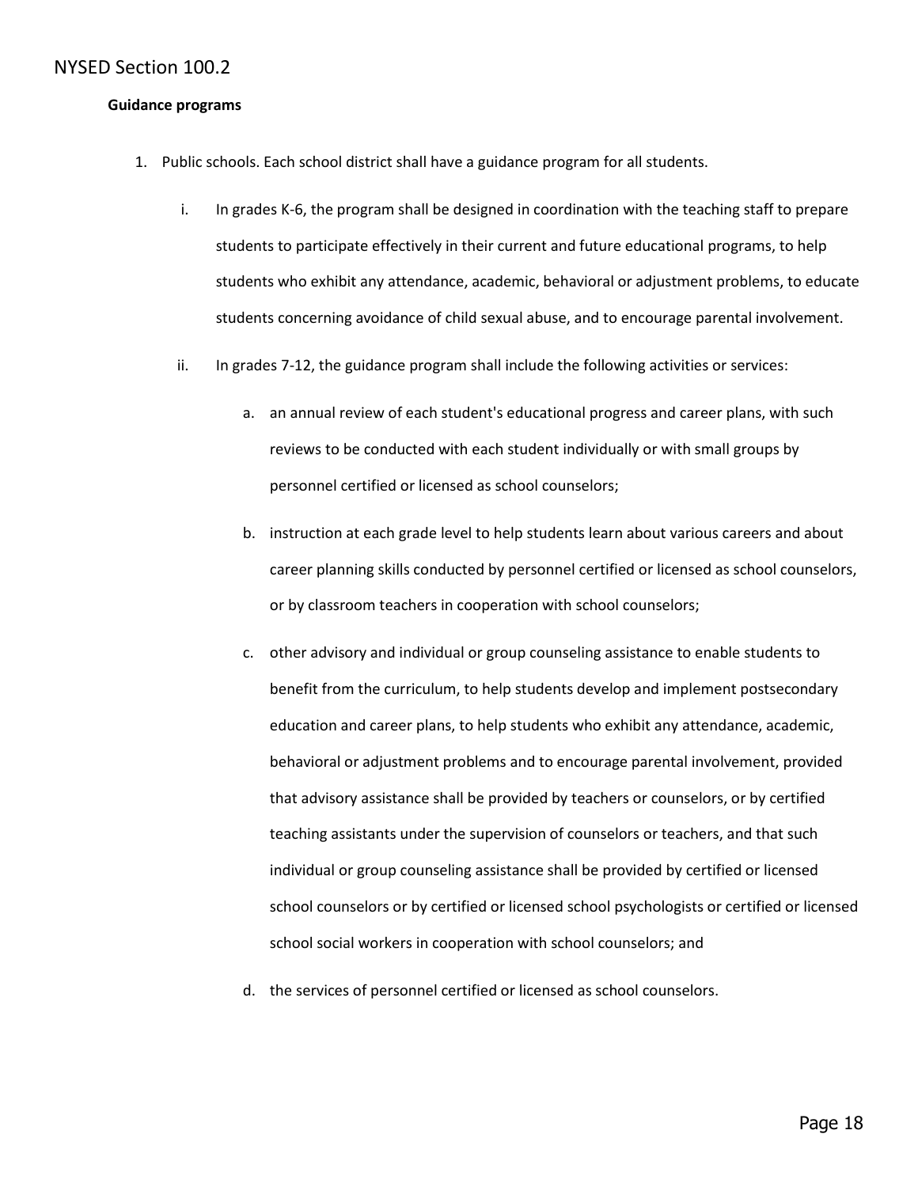# NYSED Section 100.2

**Guidance programs**

1. Public schools. Each school district shall have a guidance program for all students.

    i. In grades K-6, the program shall be designed in coordination with the teaching staff to prepare students to participate effectively in their current and future educational programs, to help students who exhibit any attendance, academic, behavioral or adjustment problems, to educate students concerning avoidance of child sexual abuse, and to encourage parental involvement.

    ii. In grades 7-12, the guidance program shall include the following activities or services:

        a. an annual review of each student's educational progress and career plans, with such reviews to be conducted with each student individually or with small groups by personnel certified or licensed as school counselors;

        b. instruction at each grade level to help students learn about various careers and about career planning skills conducted by personnel certified or licensed as school counselors, or by classroom teachers in cooperation with school counselors;

        c. other advisory and individual or group counseling assistance to enable students to benefit from the curriculum, to help students develop and implement postsecondary education and career plans, to help students who exhibit any attendance, academic, behavioral or adjustment problems and to encourage parental involvement, provided that advisory assistance shall be provided by teachers or counselors, or by certified teaching assistants under the supervision of counselors or teachers, and that such individual or group counseling assistance shall be provided by certified or licensed school counselors or by certified or licensed school psychologists or certified or licensed school social workers in cooperation with school counselors; and

        d. the services of personnel certified or licensed as school counselors.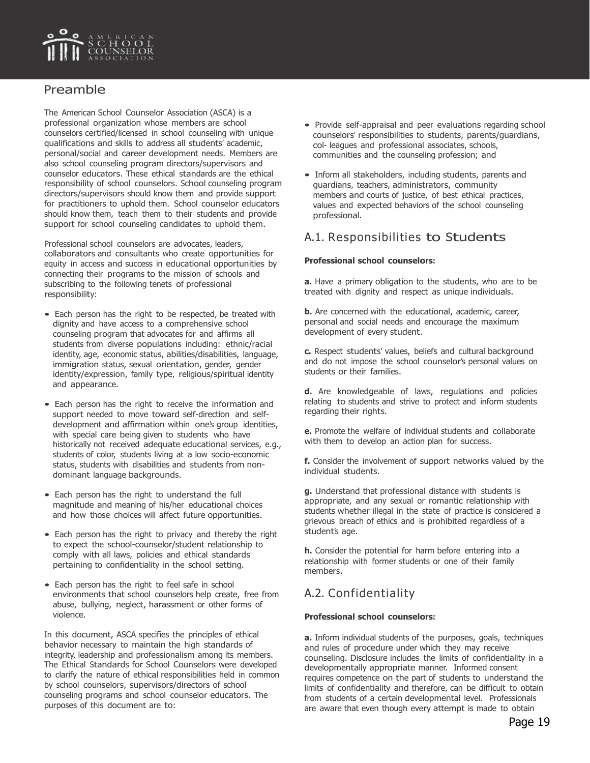## Preamble

The American School Counselor Association (ASCA) is a professional organization whose members are school counselors certified/licensed in school counseling with unique qualifications and skills to address all students' academic, personal/social and career development needs. Members are also school counseling program directors/supervisors and counselor educators. These ethical standards are the ethical responsibility of school counselors. School counseling program directors/supervisors should know them and provide support for practitioners to uphold them. School counselor educators should know them, teach them to their students and provide support for school counseling candidates to uphold them.

Professional school counselors are advocates, leaders, collaborators and consultants who create opportunities for equity in access and success in educational opportunities by connecting their programs to the mission of schools and subscribing to the following tenets of professional responsibility:

- Each person has the right to be respected, be treated with dignity and have access to a comprehensive school counseling program that advocates for and affirms all students from diverse populations including: ethnic/racial identity, age, economic status, abilities/disabilities, language, immigration status, sexual orientation, gender, gender identity/expression, family type, religious/spiritual identity and appearance.
- Each person has the right to receive the information and support needed to move toward self-direction and self-development and affirmation within one's group identities, with special care being given to students who have historically not received adequate educational services, e.g., students of color, students living at a low socio-economic status, students with disabilities and students from non-dominant language backgrounds.
- Each person has the right to understand the full magnitude and meaning of his/her educational choices and how those choices will affect future opportunities.
- Each person has the right to privacy and thereby the right to expect the school-counselor/student relationship to comply with all laws, policies and ethical standards pertaining to confidentiality in the school setting.
- Each person has the right to feel safe in school environments that school counselors help create, free from abuse, bullying, neglect, harassment or other forms of violence.

In this document, ASCA specifies the principles of ethical behavior necessary to maintain the high standards of integrity, leadership and professionalism among its members. The Ethical Standards for School Counselors were developed to clarify the nature of ethical responsibilities held in common by school counselors, supervisors/directors of school counseling programs and school counselor educators. The purposes of this document are to:

- Provide self-appraisal and peer evaluations regarding school counselors' responsibilities to students, parents/guardians, col- leagues and professional associates, schools, communities and the counseling profession; and
- Inform all stakeholders, including students, parents and guardians, teachers, administrators, community members and courts of justice, of best ethical practices, values and expected behaviors of the school counseling professional.

## A.1. Responsibilities to Students

**Professional school counselors:**

**a.** Have a primary obligation to the students, who are to be treated with dignity and respect as unique individuals.

**b.** Are concerned with the educational, academic, career, personal and social needs and encourage the maximum development of every student.

**c.** Respect students' values, beliefs and cultural background and do not impose the school counselor's personal values on students or their families.

**d.** Are knowledgeable of laws, regulations and policies relating to students and strive to protect and inform students regarding their rights.

**e.** Promote the welfare of individual students and collaborate with them to develop an action plan for success.

**f.** Consider the involvement of support networks valued by the individual students.

**g.** Understand that professional distance with students is appropriate, and any sexual or romantic relationship with students whether illegal in the state of practice is considered a grievous breach of ethics and is prohibited regardless of a student's age.

**h.** Consider the potential for harm before entering into a relationship with former students or one of their family members.

## A.2. Confidentiality

**Professional school counselors:**

**a.** Inform individual students of the purposes, goals, techniques and rules of procedure under which they may receive counseling. Disclosure includes the limits of confidentiality in a developmentally appropriate manner. Informed consent requires competence on the part of students to understand the limits of confidentiality and therefore, can be difficult to obtain from students of a certain developmental level. Professionals are aware that even though every attempt is made to obtain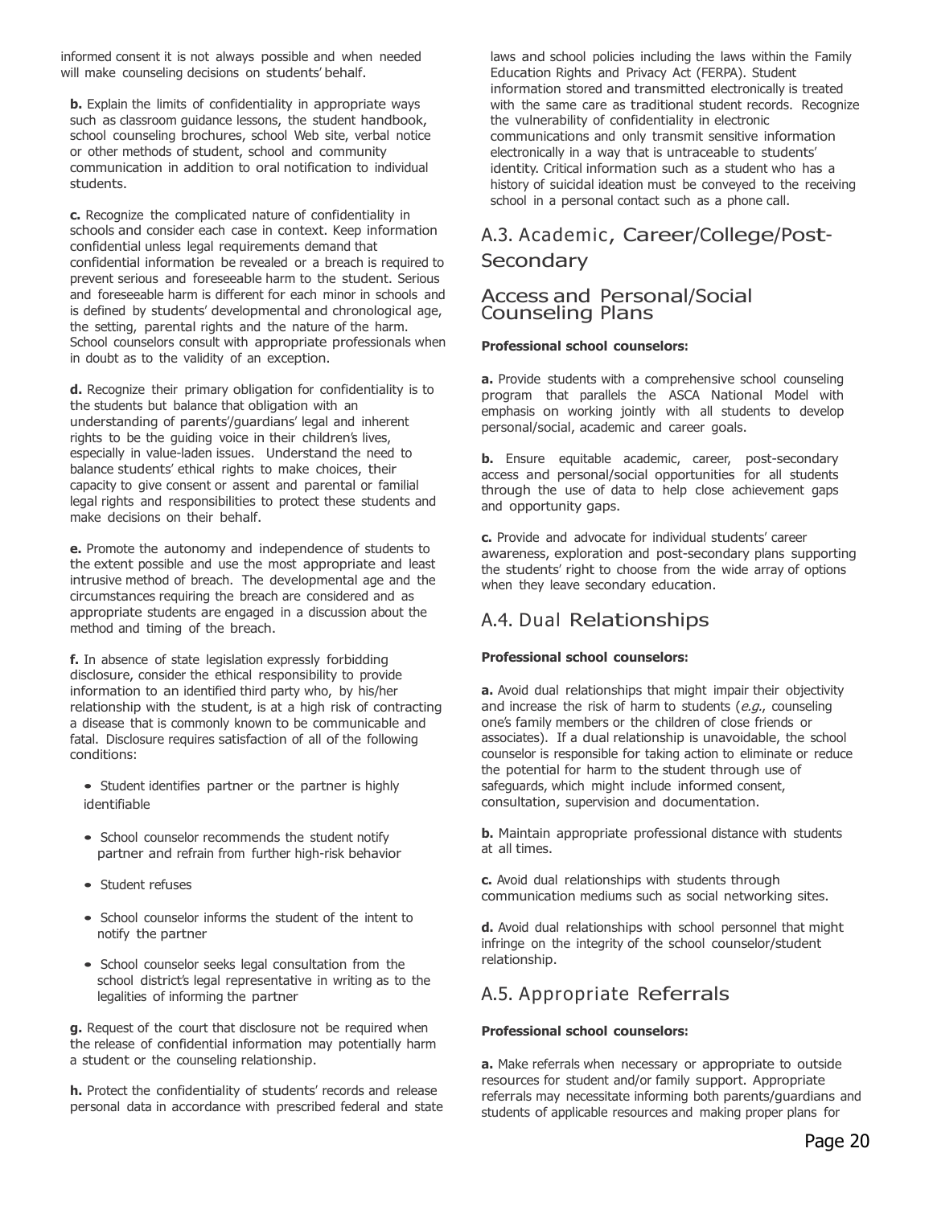informed consent it is not always possible and when needed will make counseling decisions on students' behalf.

**b.** Explain the limits of confidentiality in appropriate ways such as classroom guidance lessons, the student handbook, school counseling brochures, school Web site, verbal notice or other methods of student, school and community communication in addition to oral notification to individual students.

**c.** Recognize the complicated nature of confidentiality in schools and consider each case in context. Keep information confidential unless legal requirements demand that confidential information be revealed or a breach is required to prevent serious and foreseeable harm to the student. Serious and foreseeable harm is different for each minor in schools and is defined by students' developmental and chronological age, the setting, parental rights and the nature of the harm. School counselors consult with appropriate professionals when in doubt as to the validity of an exception.

**d.** Recognize their primary obligation for confidentiality is to the students but balance that obligation with an understanding of parents'/guardians' legal and inherent rights to be the guiding voice in their children's lives, especially in value-laden issues. Understand the need to balance students' ethical rights to make choices, their capacity to give consent or assent and parental or familial legal rights and responsibilities to protect these students and make decisions on their behalf.

**e.** Promote the autonomy and independence of students to the extent possible and use the most appropriate and least intrusive method of breach. The developmental age and the circumstances requiring the breach are considered and as appropriate students are engaged in a discussion about the method and timing of the breach.

**f.** In absence of state legislation expressly forbidding disclosure, consider the ethical responsibility to provide information to an identified third party who, by his/her relationship with the student, is at a high risk of contracting a disease that is commonly known to be communicable and fatal. Disclosure requires satisfaction of all of the following conditions:

- Student identifies partner or the partner is highly identifiable
- School counselor recommends the student notify partner and refrain from further high-risk behavior
- Student refuses
- School counselor informs the student of the intent to notify the partner
- School counselor seeks legal consultation from the school district's legal representative in writing as to the legalities of informing the partner

**g.** Request of the court that disclosure not be required when the release of confidential information may potentially harm a student or the counseling relationship.

**h.** Protect the confidentiality of students' records and release personal data in accordance with prescribed federal and state laws and school policies including the laws within the Family Education Rights and Privacy Act (FERPA). Student information stored and transmitted electronically is treated with the same care as traditional student records. Recognize the vulnerability of confidentiality in electronic communications and only transmit sensitive information electronically in a way that is untraceable to students' identity. Critical information such as a student who has a history of suicidal ideation must be conveyed to the receiving school in a personal contact such as a phone call.

## A.3. Academic, Career/College/Post-Secondary Access and Personal/Social Counseling Plans

**Professional school counselors:**

**a.** Provide students with a comprehensive school counseling program that parallels the ASCA National Model with emphasis on working jointly with all students to develop personal/social, academic and career goals.

**b.** Ensure equitable academic, career, post-secondary access and personal/social opportunities for all students through the use of data to help close achievement gaps and opportunity gaps.

**c.** Provide and advocate for individual students' career awareness, exploration and post-secondary plans supporting the students' right to choose from the wide array of options when they leave secondary education.

## A.4. Dual Relationships

**Professional school counselors:**

**a.** Avoid dual relationships that might impair their objectivity and increase the risk of harm to students (*e.g.*, counseling one's family members or the children of close friends or associates). If a dual relationship is unavoidable, the school counselor is responsible for taking action to eliminate or reduce the potential for harm to the student through use of safeguards, which might include informed consent, consultation, supervision and documentation.

**b.** Maintain appropriate professional distance with students at all times.

**c.** Avoid dual relationships with students through communication mediums such as social networking sites.

**d.** Avoid dual relationships with school personnel that might infringe on the integrity of the school counselor/student relationship.

## A.5. Appropriate Referrals

**Professional school counselors:**

**a.** Make referrals when necessary or appropriate to outside resources for student and/or family support. Appropriate referrals may necessitate informing both parents/guardians and students of applicable resources and making proper plans for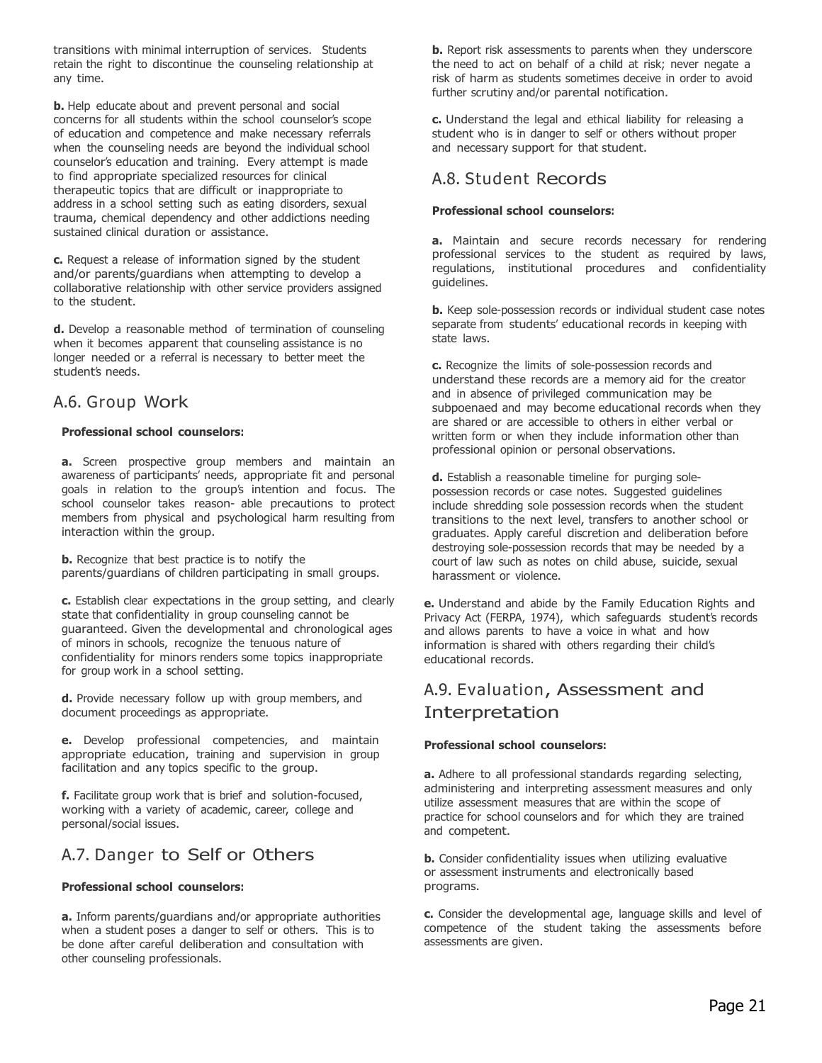transitions with minimal interruption of services. Students retain the right to discontinue the counseling relationship at any time.

**b.** Help educate about and prevent personal and social concerns for all students within the school counselor's scope of education and competence and make necessary referrals when the counseling needs are beyond the individual school counselor's education and training. Every attempt is made to find appropriate specialized resources for clinical therapeutic topics that are difficult or inappropriate to address in a school setting such as eating disorders, sexual trauma, chemical dependency and other addictions needing sustained clinical duration or assistance.

**c.** Request a release of information signed by the student and/or parents/guardians when attempting to develop a collaborative relationship with other service providers assigned to the student.

**d.** Develop a reasonable method of termination of counseling when it becomes apparent that counseling assistance is no longer needed or a referral is necessary to better meet the student's needs.

## A.6. Group Work

**Professional school counselors:**

**a.** Screen prospective group members and maintain an awareness of participants' needs, appropriate fit and personal goals in relation to the group's intention and focus. The school counselor takes reason- able precautions to protect members from physical and psychological harm resulting from interaction within the group.

**b.** Recognize that best practice is to notify the parents/guardians of children participating in small groups.

**c.** Establish clear expectations in the group setting, and clearly state that confidentiality in group counseling cannot be guaranteed. Given the developmental and chronological ages of minors in schools, recognize the tenuous nature of confidentiality for minors renders some topics inappropriate for group work in a school setting.

**d.** Provide necessary follow up with group members, and document proceedings as appropriate.

**e.** Develop professional competencies, and maintain appropriate education, training and supervision in group facilitation and any topics specific to the group.

**f.** Facilitate group work that is brief and solution-focused, working with a variety of academic, career, college and personal/social issues.

## A.7. Danger to Self or Others

**Professional school counselors:**

**a.** Inform parents/guardians and/or appropriate authorities when a student poses a danger to self or others. This is to be done after careful deliberation and consultation with other counseling professionals.

**b.** Report risk assessments to parents when they underscore the need to act on behalf of a child at risk; never negate a risk of harm as students sometimes deceive in order to avoid further scrutiny and/or parental notification.

**c.** Understand the legal and ethical liability for releasing a student who is in danger to self or others without proper and necessary support for that student.

## A.8. Student Records

**Professional school counselors:**

**a.** Maintain and secure records necessary for rendering professional services to the student as required by laws, regulations, institutional procedures and confidentiality guidelines.

**b.** Keep sole-possession records or individual student case notes separate from students' educational records in keeping with state laws.

**c.** Recognize the limits of sole-possession records and understand these records are a memory aid for the creator and in absence of privileged communication may be subpoenaed and may become educational records when they are shared or are accessible to others in either verbal or written form or when they include information other than professional opinion or personal observations.

**d.** Establish a reasonable timeline for purging sole-possession records or case notes. Suggested guidelines include shredding sole possession records when the student transitions to the next level, transfers to another school or graduates. Apply careful discretion and deliberation before destroying sole-possession records that may be needed by a court of law such as notes on child abuse, suicide, sexual harassment or violence.

**e.** Understand and abide by the Family Education Rights and Privacy Act (FERPA, 1974), which safeguards student's records and allows parents to have a voice in what and how information is shared with others regarding their child's educational records.

## A.9. Evaluation, Assessment and Interpretation

**Professional school counselors:**

**a.** Adhere to all professional standards regarding selecting, administering and interpreting assessment measures and only utilize assessment measures that are within the scope of practice for school counselors and for which they are trained and competent.

**b.** Consider confidentiality issues when utilizing evaluative or assessment instruments and electronically based programs.

**c.** Consider the developmental age, language skills and level of competence of the student taking the assessments before assessments are given.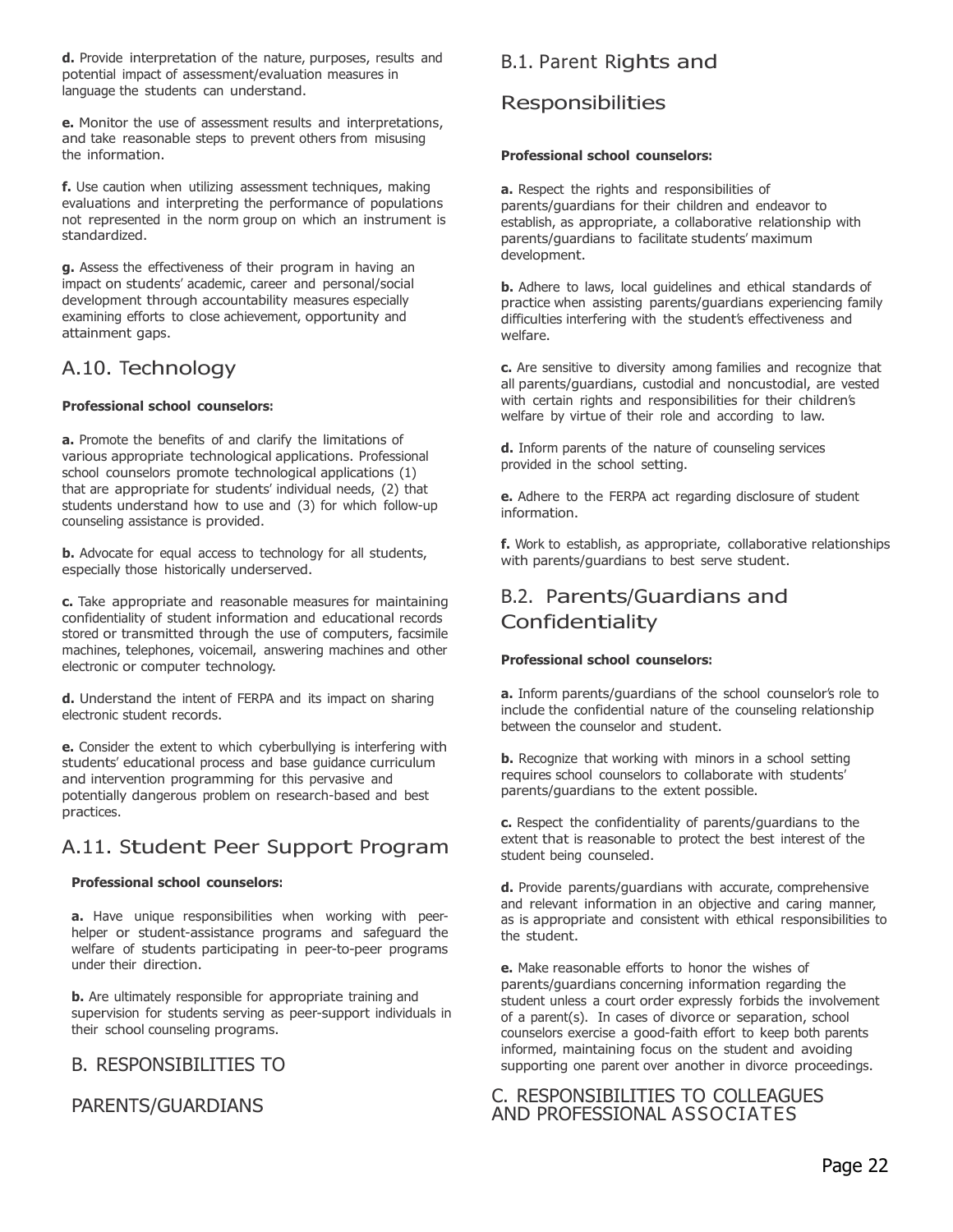**d.** Provide interpretation of the nature, purposes, results and potential impact of assessment/evaluation measures in language the students can understand.

**e.** Monitor the use of assessment results and interpretations, and take reasonable steps to prevent others from misusing the information.

**f.** Use caution when utilizing assessment techniques, making evaluations and interpreting the performance of populations not represented in the norm group on which an instrument is standardized.

**g.** Assess the effectiveness of their program in having an impact on students' academic, career and personal/social development through accountability measures especially examining efforts to close achievement, opportunity and attainment gaps.

## A.10. Technology

**Professional school counselors:**

**a.** Promote the benefits of and clarify the limitations of various appropriate technological applications. Professional school counselors promote technological applications (1) that are appropriate for students' individual needs, (2) that students understand how to use and (3) for which follow-up counseling assistance is provided.

**b.** Advocate for equal access to technology for all students, especially those historically underserved.

**c.** Take appropriate and reasonable measures for maintaining confidentiality of student information and educational records stored or transmitted through the use of computers, facsimile machines, telephones, voicemail, answering machines and other electronic or computer technology.

**d.** Understand the intent of FERPA and its impact on sharing electronic student records.

**e.** Consider the extent to which cyberbullying is interfering with students' educational process and base guidance curriculum and intervention programming for this pervasive and potentially dangerous problem on research-based and best practices.

## A.11. Student Peer Support Program

**Professional school counselors:**

**a.** Have unique responsibilities when working with peer-helper or student-assistance programs and safeguard the welfare of students participating in peer-to-peer programs under their direction.

**b.** Are ultimately responsible for appropriate training and supervision for students serving as peer-support individuals in their school counseling programs.

# B. RESPONSIBILITIES TO PARENTS/GUARDIANS

## B.1. Parent Rights and Responsibilities

**Professional school counselors:**

**a.** Respect the rights and responsibilities of parents/guardians for their children and endeavor to establish, as appropriate, a collaborative relationship with parents/guardians to facilitate students' maximum development.

**b.** Adhere to laws, local guidelines and ethical standards of practice when assisting parents/guardians experiencing family difficulties interfering with the student's effectiveness and welfare.

**c.** Are sensitive to diversity among families and recognize that all parents/guardians, custodial and noncustodial, are vested with certain rights and responsibilities for their children's welfare by virtue of their role and according to law.

**d.** Inform parents of the nature of counseling services provided in the school setting.

**e.** Adhere to the FERPA act regarding disclosure of student information.

**f.** Work to establish, as appropriate, collaborative relationships with parents/guardians to best serve student.

## B.2. Parents/Guardians and Confidentiality

**Professional school counselors:**

**a.** Inform parents/guardians of the school counselor's role to include the confidential nature of the counseling relationship between the counselor and student.

**b.** Recognize that working with minors in a school setting requires school counselors to collaborate with students' parents/guardians to the extent possible.

**c.** Respect the confidentiality of parents/guardians to the extent that is reasonable to protect the best interest of the student being counseled.

**d.** Provide parents/guardians with accurate, comprehensive and relevant information in an objective and caring manner, as is appropriate and consistent with ethical responsibilities to the student.

**e.** Make reasonable efforts to honor the wishes of parents/guardians concerning information regarding the student unless a court order expressly forbids the involvement of a parent(s). In cases of divorce or separation, school counselors exercise a good-faith effort to keep both parents informed, maintaining focus on the student and avoiding supporting one parent over another in divorce proceedings.

# C. RESPONSIBILITIES TO COLLEAGUES AND PROFESSIONAL ASSOCIATES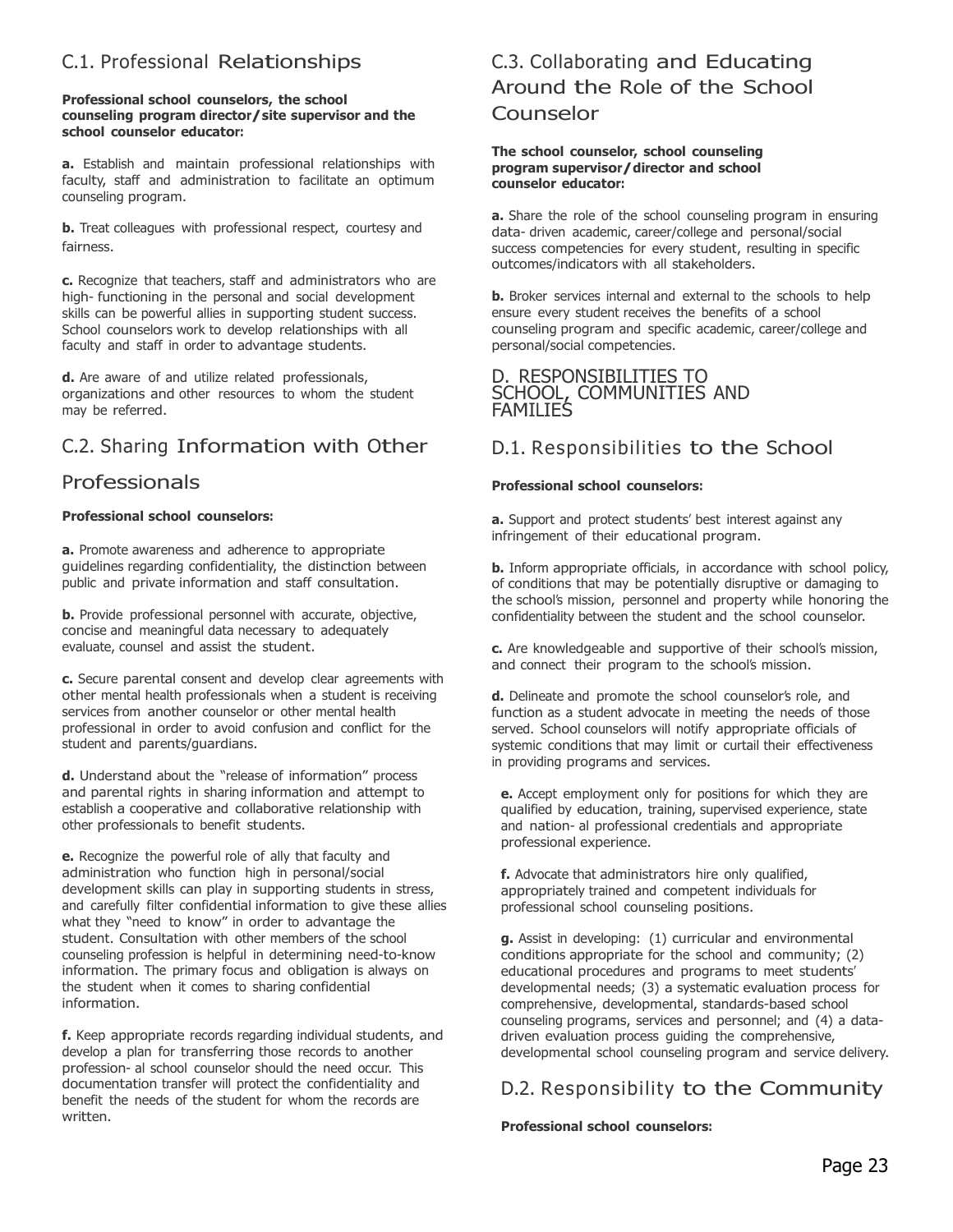## C.1. Professional Relationships

**Professional school counselors, the school counseling program director/site supervisor and the school counselor educator:**

**a.** Establish and maintain professional relationships with faculty, staff and administration to facilitate an optimum counseling program.

**b.** Treat colleagues with professional respect, courtesy and fairness.

**c.** Recognize that teachers, staff and administrators who are high- functioning in the personal and social development skills can be powerful allies in supporting student success. School counselors work to develop relationships with all faculty and staff in order to advantage students.

**d.** Are aware of and utilize related professionals, organizations and other resources to whom the student may be referred.

## C.2. Sharing Information with Other Professionals

**Professional school counselors:**

**a.** Promote awareness and adherence to appropriate guidelines regarding confidentiality, the distinction between public and private information and staff consultation.

**b.** Provide professional personnel with accurate, objective, concise and meaningful data necessary to adequately evaluate, counsel and assist the student.

**c.** Secure parental consent and develop clear agreements with other mental health professionals when a student is receiving services from another counselor or other mental health professional in order to avoid confusion and conflict for the student and parents/guardians.

**d.** Understand about the "release of information" process and parental rights in sharing information and attempt to establish a cooperative and collaborative relationship with other professionals to benefit students.

**e.** Recognize the powerful role of ally that faculty and administration who function high in personal/social development skills can play in supporting students in stress, and carefully filter confidential information to give these allies what they "need to know" in order to advantage the student. Consultation with other members of the school counseling profession is helpful in determining need-to-know information. The primary focus and obligation is always on the student when it comes to sharing confidential information.

**f.** Keep appropriate records regarding individual students, and develop a plan for transferring those records to another profession- al school counselor should the need occur. This documentation transfer will protect the confidentiality and benefit the needs of the student for whom the records are written.

## C.3. Collaborating and Educating Around the Role of the School Counselor

**The school counselor, school counseling program supervisor/director and school counselor educator:**

**a.** Share the role of the school counseling program in ensuring data- driven academic, career/college and personal/social success competencies for every student, resulting in specific outcomes/indicators with all stakeholders.

**b.** Broker services internal and external to the schools to help ensure every student receives the benefits of a school counseling program and specific academic, career/college and personal/social competencies.

# D. RESPONSIBILITIES TO SCHOOL, COMMUNITIES AND FAMILIES

## D.1. Responsibilities to the School

**Professional school counselors:**

**a.** Support and protect students' best interest against any infringement of their educational program.

**b.** Inform appropriate officials, in accordance with school policy, of conditions that may be potentially disruptive or damaging to the school's mission, personnel and property while honoring the confidentiality between the student and the school counselor.

**c.** Are knowledgeable and supportive of their school's mission, and connect their program to the school's mission.

**d.** Delineate and promote the school counselor's role, and function as a student advocate in meeting the needs of those served. School counselors will notify appropriate officials of systemic conditions that may limit or curtail their effectiveness in providing programs and services.

**e.** Accept employment only for positions for which they are qualified by education, training, supervised experience, state and nation- al professional credentials and appropriate professional experience.

**f.** Advocate that administrators hire only qualified, appropriately trained and competent individuals for professional school counseling positions.

**g.** Assist in developing: (1) curricular and environmental conditions appropriate for the school and community; (2) educational procedures and programs to meet students' developmental needs; (3) a systematic evaluation process for comprehensive, developmental, standards-based school counseling programs, services and personnel; and (4) a data-driven evaluation process guiding the comprehensive, developmental school counseling program and service delivery.

## D.2. Responsibility to the Community

**Professional school counselors:**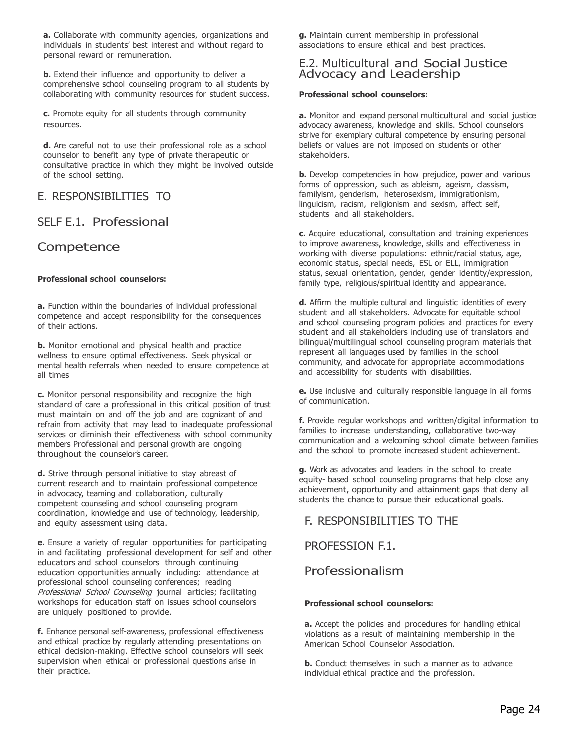**a.** Collaborate with community agencies, organizations and individuals in students' best interest and without regard to personal reward or remuneration.

**b.** Extend their influence and opportunity to deliver a comprehensive school counseling program to all students by collaborating with community resources for student success.

**c.** Promote equity for all students through community resources.

**d.** Are careful not to use their professional role as a school counselor to benefit any type of private therapeutic or consultative practice in which they might be involved outside of the school setting.

## E. RESPONSIBILITIES TO SELF

### E.1. Professional Competence

**Professional school counselors:**

**a.** Function within the boundaries of individual professional competence and accept responsibility for the consequences of their actions.

**b.** Monitor emotional and physical health and practice wellness to ensure optimal effectiveness. Seek physical or mental health referrals when needed to ensure competence at all times

**c.** Monitor personal responsibility and recognize the high standard of care a professional in this critical position of trust must maintain on and off the job and are cognizant of and refrain from activity that may lead to inadequate professional services or diminish their effectiveness with school community members Professional and personal growth are ongoing throughout the counselor's career.

**d.** Strive through personal initiative to stay abreast of current research and to maintain professional competence in advocacy, teaming and collaboration, culturally competent counseling and school counseling program coordination, knowledge and use of technology, leadership, and equity assessment using data.

**e.** Ensure a variety of regular opportunities for participating in and facilitating professional development for self and other educators and school counselors through continuing education opportunities annually including: attendance at professional school counseling conferences; reading *Professional School Counseling* journal articles; facilitating workshops for education staff on issues school counselors are uniquely positioned to provide.

**f.** Enhance personal self-awareness, professional effectiveness and ethical practice by regularly attending presentations on ethical decision-making. Effective school counselors will seek supervision when ethical or professional questions arise in their practice.

**g.** Maintain current membership in professional associations to ensure ethical and best practices.

### E.2. Multicultural and Social Justice Advocacy and Leadership

**Professional school counselors:**

**a.** Monitor and expand personal multicultural and social justice advocacy awareness, knowledge and skills. School counselors strive for exemplary cultural competence by ensuring personal beliefs or values are not imposed on students or other stakeholders.

**b.** Develop competencies in how prejudice, power and various forms of oppression, such as ableism, ageism, classism, familyism, genderism, heterosexism, immigrationism, linguicism, racism, religionism and sexism, affect self, students and all stakeholders.

**c.** Acquire educational, consultation and training experiences to improve awareness, knowledge, skills and effectiveness in working with diverse populations: ethnic/racial status, age, economic status, special needs, ESL or ELL, immigration status, sexual orientation, gender, gender identity/expression, family type, religious/spiritual identity and appearance.

**d.** Affirm the multiple cultural and linguistic identities of every student and all stakeholders. Advocate for equitable school and school counseling program policies and practices for every student and all stakeholders including use of translators and bilingual/multilingual school counseling program materials that represent all languages used by families in the school community, and advocate for appropriate accommodations and accessibility for students with disabilities.

**e.** Use inclusive and culturally responsible language in all forms of communication.

**f.** Provide regular workshops and written/digital information to families to increase understanding, collaborative two-way communication and a welcoming school climate between families and the school to promote increased student achievement.

**g.** Work as advocates and leaders in the school to create equity- based school counseling programs that help close any achievement, opportunity and attainment gaps that deny all students the chance to pursue their educational goals.

## F. RESPONSIBILITIES TO THE PROFESSION

### F.1. Professionalism

**Professional school counselors:**

**a.** Accept the policies and procedures for handling ethical violations as a result of maintaining membership in the American School Counselor Association.

**b.** Conduct themselves in such a manner as to advance individual ethical practice and the profession.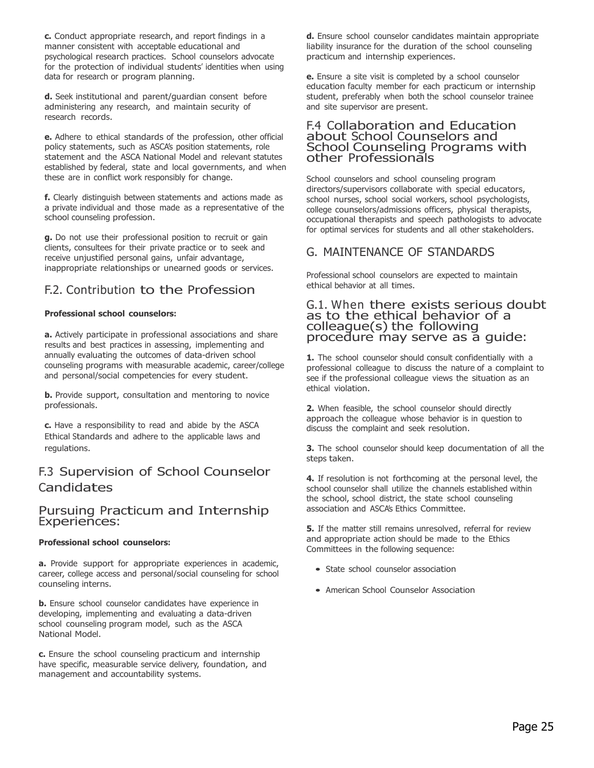**c.** Conduct appropriate research, and report findings in a manner consistent with acceptable educational and psychological research practices. School counselors advocate for the protection of individual students' identities when using data for research or program planning.

**d.** Seek institutional and parent/guardian consent before administering any research, and maintain security of research records.

**e.** Adhere to ethical standards of the profession, other official policy statements, such as ASCA's position statements, role statement and the ASCA National Model and relevant statutes established by federal, state and local governments, and when these are in conflict work responsibly for change.

**f.** Clearly distinguish between statements and actions made as a private individual and those made as a representative of the school counseling profession.

**g.** Do not use their professional position to recruit or gain clients, consultees for their private practice or to seek and receive unjustified personal gains, unfair advantage, inappropriate relationships or unearned goods or services.

## F.2. Contribution to the Profession

**Professional school counselors:**

**a.** Actively participate in professional associations and share results and best practices in assessing, implementing and annually evaluating the outcomes of data-driven school counseling programs with measurable academic, career/college and personal/social competencies for every student.

**b.** Provide support, consultation and mentoring to novice professionals.

**c.** Have a responsibility to read and abide by the ASCA Ethical Standards and adhere to the applicable laws and regulations.

## F.3 Supervision of School Counselor Candidates

### Pursuing Practicum and Internship Experiences:

**Professional school counselors:**

**a.** Provide support for appropriate experiences in academic, career, college access and personal/social counseling for school counseling interns.

**b.** Ensure school counselor candidates have experience in developing, implementing and evaluating a data-driven school counseling program model, such as the ASCA National Model.

**c.** Ensure the school counseling practicum and internship have specific, measurable service delivery, foundation, and management and accountability systems.

**d.** Ensure school counselor candidates maintain appropriate liability insurance for the duration of the school counseling practicum and internship experiences.

**e.** Ensure a site visit is completed by a school counselor education faculty member for each practicum or internship student, preferably when both the school counselor trainee and site supervisor are present.

## F.4 Collaboration and Education about School Counselors and School Counseling Programs with other Professionals

School counselors and school counseling program directors/supervisors collaborate with special educators, school nurses, school social workers, school psychologists, college counselors/admissions officers, physical therapists, occupational therapists and speech pathologists to advocate for optimal services for students and all other stakeholders.

# G. MAINTENANCE OF STANDARDS

Professional school counselors are expected to maintain ethical behavior at all times.

## G.1. When there exists serious doubt as to the ethical behavior of a colleague(s) the following procedure may serve as a guide:

**1.** The school counselor should consult confidentially with a professional colleague to discuss the nature of a complaint to see if the professional colleague views the situation as an ethical violation.

**2.** When feasible, the school counselor should directly approach the colleague whose behavior is in question to discuss the complaint and seek resolution.

**3.** The school counselor should keep documentation of all the steps taken.

**4.** If resolution is not forthcoming at the personal level, the school counselor shall utilize the channels established within the school, school district, the state school counseling association and ASCA's Ethics Committee.

**5.** If the matter still remains unresolved, referral for review and appropriate action should be made to the Ethics Committees in the following sequence:

- State school counselor association
- American School Counselor Association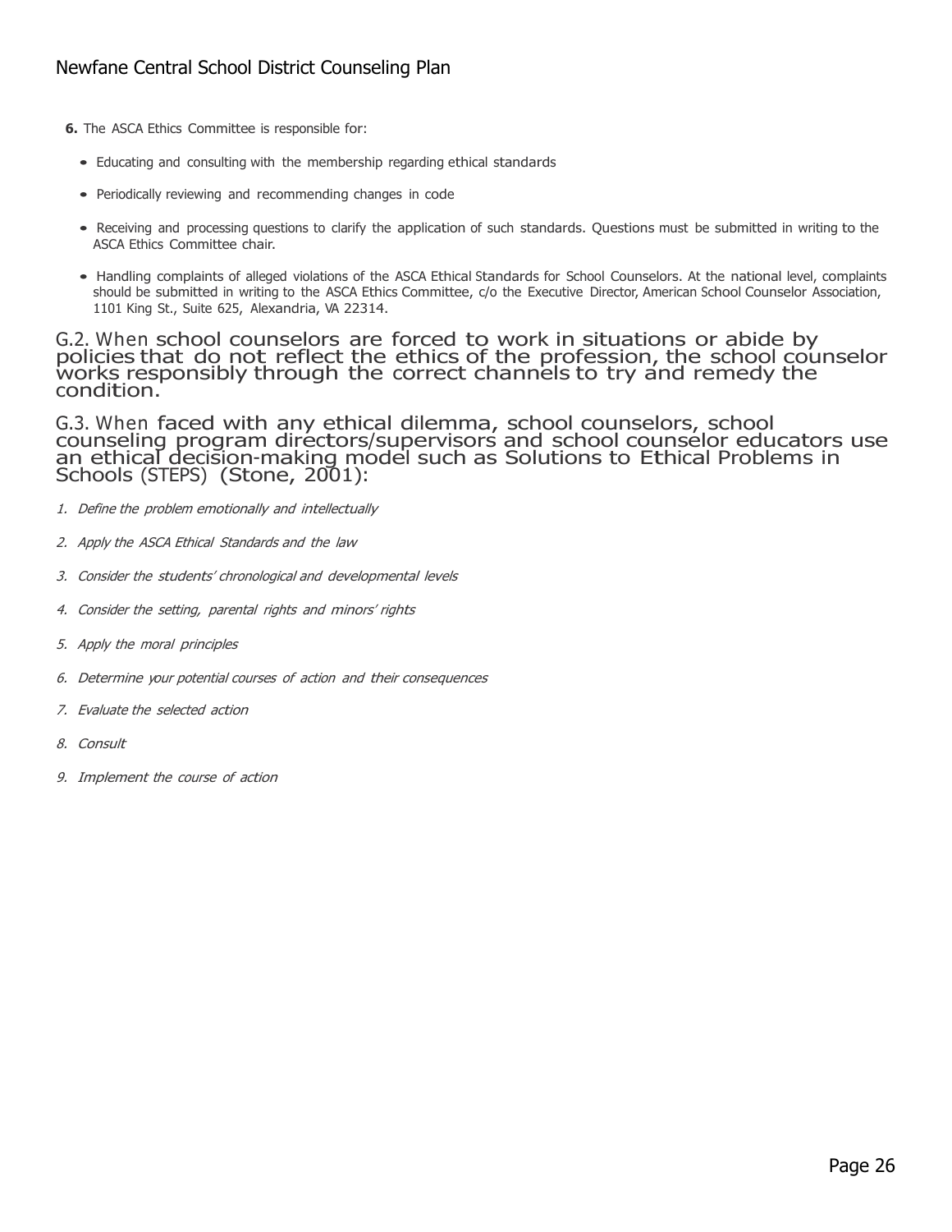**6.** The ASCA Ethics Committee is responsible for:

- Educating and consulting with the membership regarding ethical standards
- Periodically reviewing and recommending changes in code
- Receiving and processing questions to clarify the application of such standards. Questions must be submitted in writing to the ASCA Ethics Committee chair.
- Handling complaints of alleged violations of the ASCA Ethical Standards for School Counselors. At the national level, complaints should be submitted in writing to the ASCA Ethics Committee, c/o the Executive Director, American School Counselor Association, 1101 King St., Suite 625, Alexandria, VA 22314.

## G.2. When school counselors are forced to work in situations or abide by policies that do not reflect the ethics of the profession, the school counselor works responsibly through the correct channels to try and remedy the condition.

## G.3. When faced with any ethical dilemma, school counselors, school counseling program directors/supervisors and school counselor educators use an ethical decision-making model such as Solutions to Ethical Problems in Schools (STEPS) (Stone, 2001):

1. *Define the problem emotionally and intellectually*
2. *Apply the ASCA Ethical Standards and the law*
3. *Consider the students' chronological and developmental levels*
4. *Consider the setting, parental rights and minors' rights*
5. *Apply the moral principles*
6. *Determine your potential courses of action and their consequences*
7. *Evaluate the selected action*
8. *Consult*
9. *Implement the course of action*